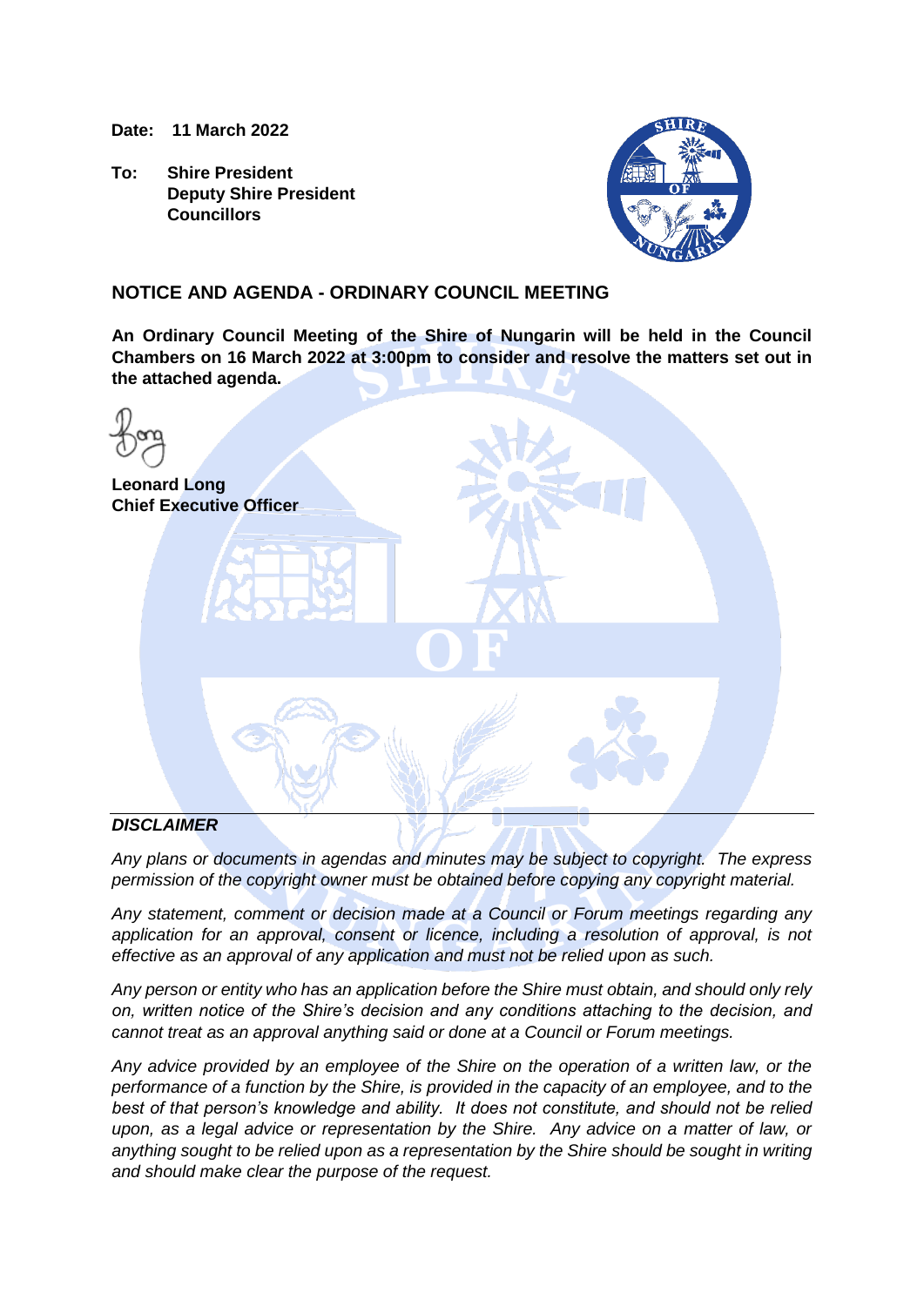**Date: 11 March 2022**

**To: Shire President**
**Deputy Shire President**
**Councillors**

## NOTICE AND AGENDA - ORDINARY COUNCIL MEETING

**An Ordinary Council Meeting of the Shire of Nungarin will be held in the Council Chambers on 16 March 2022 at 3:00pm to consider and resolve the matters set out in the attached agenda.**

**Leonard Long**
**Chief Executive Officer**

---

***DISCLAIMER***

*Any plans or documents in agendas and minutes may be subject to copyright. The express permission of the copyright owner must be obtained before copying any copyright material.*

*Any statement, comment or decision made at a Council or Forum meetings regarding any application for an approval, consent or licence, including a resolution of approval, is not effective as an approval of any application and must not be relied upon as such.*

*Any person or entity who has an application before the Shire must obtain, and should only rely on, written notice of the Shire's decision and any conditions attaching to the decision, and cannot treat as an approval anything said or done at a Council or Forum meetings.*

*Any advice provided by an employee of the Shire on the operation of a written law, or the performance of a function by the Shire, is provided in the capacity of an employee, and to the best of that person's knowledge and ability. It does not constitute, and should not be relied upon, as a legal advice or representation by the Shire. Any advice on a matter of law, or anything sought to be relied upon as a representation by the Shire should be sought in writing and should make clear the purpose of the request.*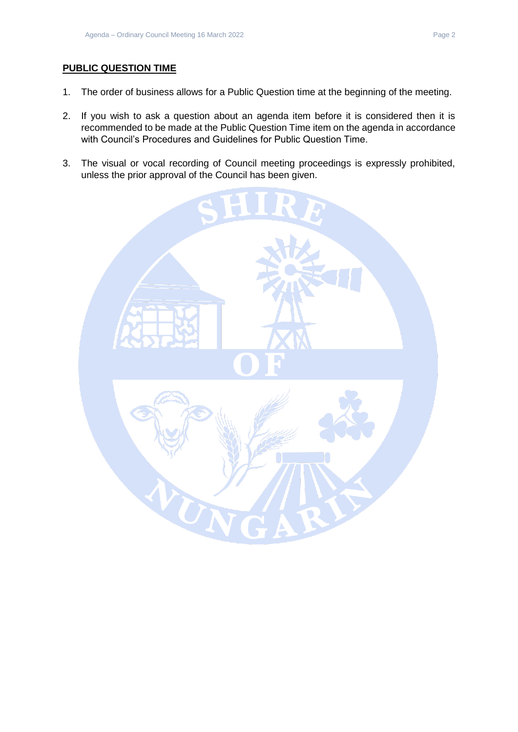## PUBLIC QUESTION TIME

1. The order of business allows for a Public Question time at the beginning of the meeting.

2. If you wish to ask a question about an agenda item before it is considered then it is recommended to be made at the Public Question Time item on the agenda in accordance with Council's Procedures and Guidelines for Public Question Time.

3. The visual or vocal recording of Council meeting proceedings is expressly prohibited, unless the prior approval of the Council has been given.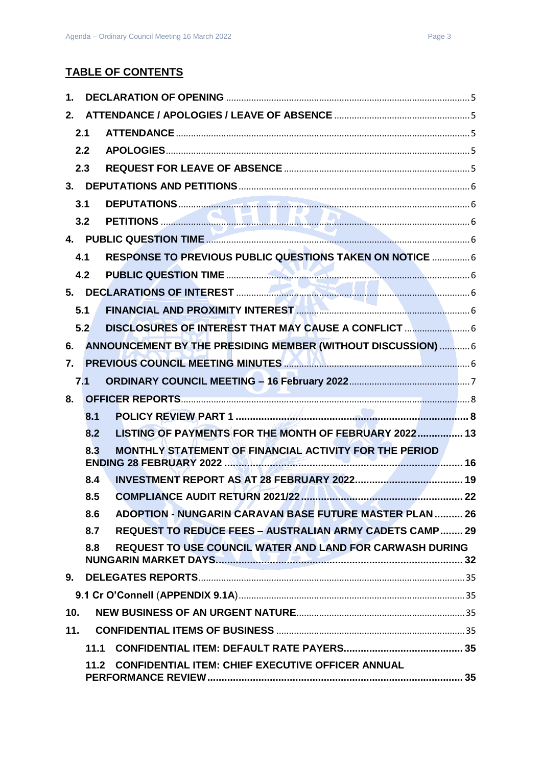## TABLE OF CONTENTS

1. **DECLARATION OF OPENING** .......... 5
2. **ATTENDANCE / APOLOGIES / LEAVE OF ABSENCE** .......... 5
   - 2.1 **ATTENDANCE** .......... 5
   - 2.2 **APOLOGIES** .......... 5
   - 2.3 **REQUEST FOR LEAVE OF ABSENCE** .......... 5
3. **DEPUTATIONS AND PETITIONS** .......... 6
   - 3.1 **DEPUTATIONS** .......... 6
   - 3.2 **PETITIONS** .......... 6
4. **PUBLIC QUESTION TIME** .......... 6
   - 4.1 **RESPONSE TO PREVIOUS PUBLIC QUESTIONS TAKEN ON NOTICE** .......... 6
   - 4.2 **PUBLIC QUESTION TIME** .......... 6
5. **DECLARATIONS OF INTEREST** .......... 6
   - 5.1 **FINANCIAL AND PROXIMITY INTEREST** .......... 6
   - 5.2 **DISCLOSURES OF INTEREST THAT MAY CAUSE A CONFLICT** .......... 6
6. **ANNOUNCEMENT BY THE PRESIDING MEMBER (WITHOUT DISCUSSION)** .......... 6
7. **PREVIOUS COUNCIL MEETING MINUTES** .......... 6
   - 7.1 **ORDINARY COUNCIL MEETING – 16 February 2022** .......... 7
8. **OFFICER REPORTS** .......... 8
   - 8.1 **POLICY REVIEW PART 1** .......... 8
   - 8.2 **LISTING OF PAYMENTS FOR THE MONTH OF FEBRUARY 2022** .......... 13
   - 8.3 **MONTHLY STATEMENT OF FINANCIAL ACTIVITY FOR THE PERIOD ENDING 28 FEBRUARY 2022** .......... 16
   - 8.4 **INVESTMENT REPORT AS AT 28 FEBRUARY 2022** .......... 19
   - 8.5 **COMPLIANCE AUDIT RETURN 2021/22** .......... 22
   - 8.6 **ADOPTION - NUNGARIN CARAVAN BASE FUTURE MASTER PLAN** .......... 26
   - 8.7 **REQUEST TO REDUCE FEES – AUSTRALIAN ARMY CADETS CAMP** .......... 29
   - 8.8 **REQUEST TO USE COUNCIL WATER AND LAND FOR CARWASH DURING NUNGARIN MARKET DAYS** .......... 32
9. **DELEGATES REPORTS** .......... 35
   - **9.1 Cr O'Connell** (**APPENDIX 9.1A**) .......... 35
10. **NEW BUSINESS OF AN URGENT NATURE** .......... 35
11. **CONFIDENTIAL ITEMS OF BUSINESS** .......... 35
    - 11.1 **CONFIDENTIAL ITEM: DEFAULT RATE PAYERS** .......... 35
    - 11.2 **CONFIDENTIAL ITEM: CHIEF EXECUTIVE OFFICER ANNUAL PERFORMANCE REVIEW** .......... 35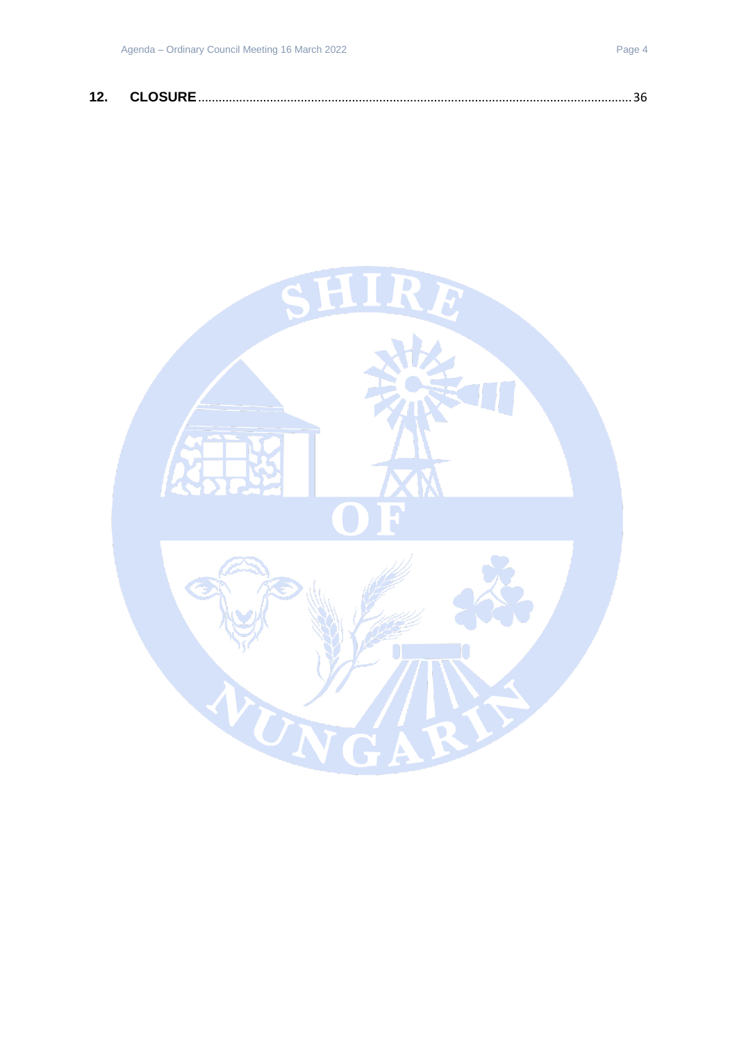**12. CLOSURE** ........................................................................................................................ 36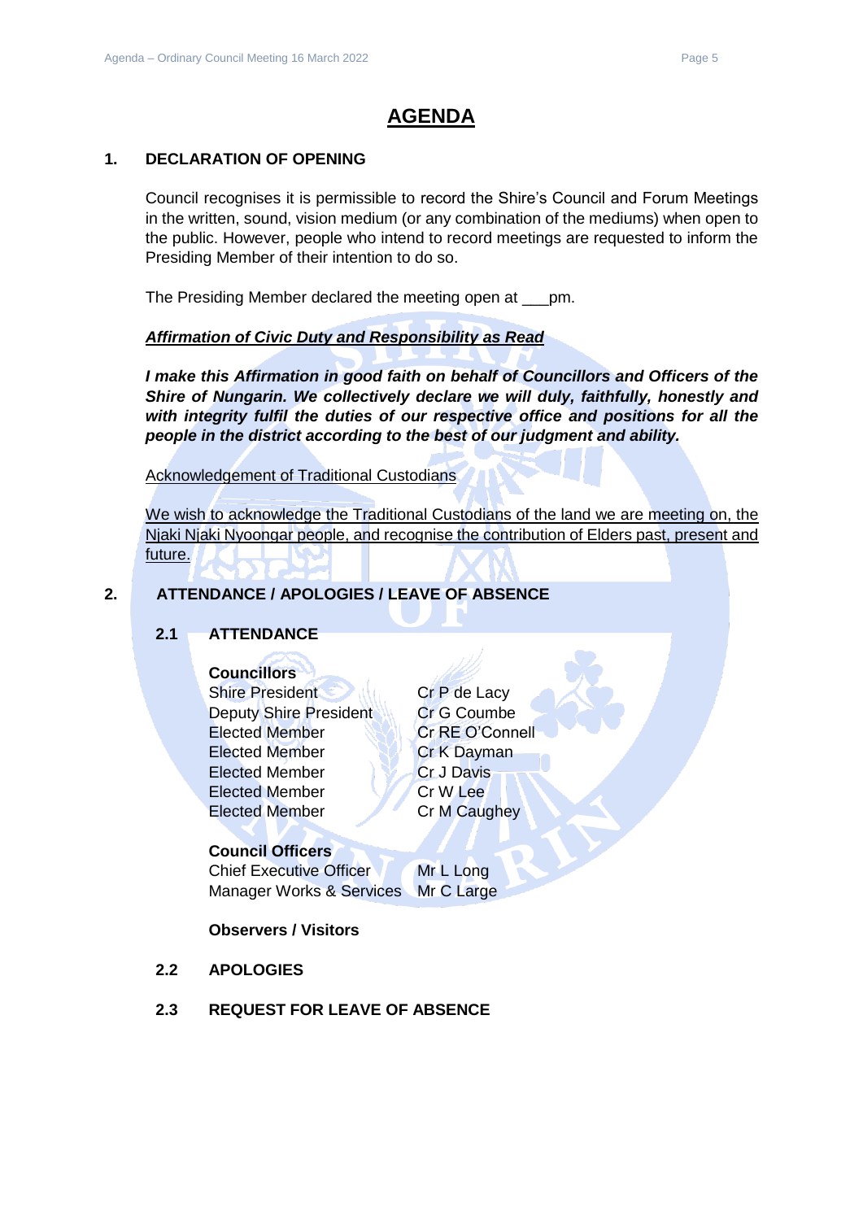# AGENDA

## 1. DECLARATION OF OPENING

Council recognises it is permissible to record the Shire's Council and Forum Meetings in the written, sound, vision medium (or any combination of the mediums) when open to the public. However, people who intend to record meetings are requested to inform the Presiding Member of their intention to do so.

The Presiding Member declared the meeting open at ___pm.

***Affirmation of Civic Duty and Responsibility as Read***

***I make this Affirmation in good faith on behalf of Councillors and Officers of the Shire of Nungarin. We collectively declare we will duly, faithfully, honestly and with integrity fulfil the duties of our respective office and positions for all the people in the district according to the best of our judgment and ability.***

Acknowledgement of Traditional Custodians

We wish to acknowledge the Traditional Custodians of the land we are meeting on, the Njaki Njaki Nyoongar people, and recognise the contribution of Elders past, present and future.

## 2. ATTENDANCE / APOLOGIES / LEAVE OF ABSENCE

### 2.1 ATTENDANCE

**Councillors**

| | |
|---|---|
| Shire President | Cr P de Lacy |
| Deputy Shire President | Cr G Coumbe |
| Elected Member | Cr RE O'Connell |
| Elected Member | Cr K Dayman |
| Elected Member | Cr J Davis |
| Elected Member | Cr W Lee |
| Elected Member | Cr M Caughey |

**Council Officers**

| | |
|---|---|
| Chief Executive Officer | Mr L Long |
| Manager Works & Services | Mr C Large |

**Observers / Visitors**

### 2.2 APOLOGIES

### 2.3 REQUEST FOR LEAVE OF ABSENCE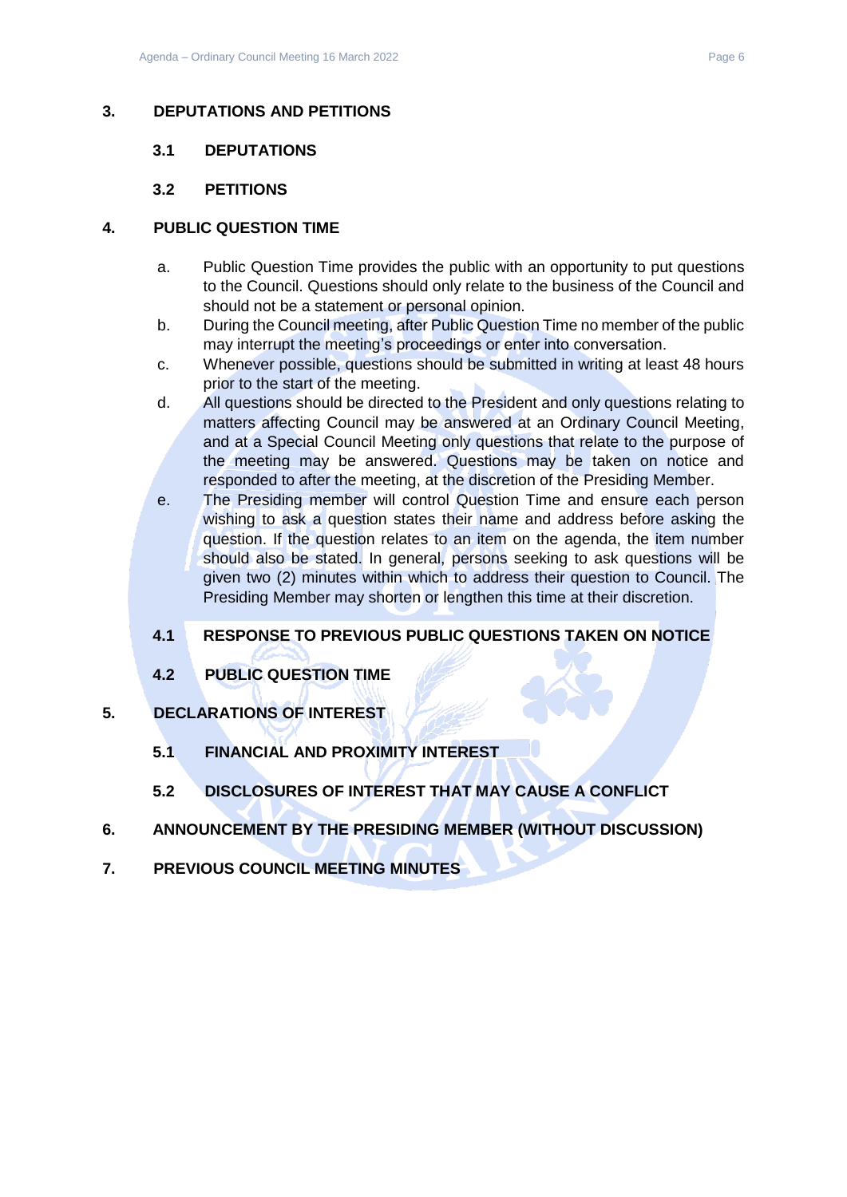## 3. DEPUTATIONS AND PETITIONS

### 3.1 DEPUTATIONS

### 3.2 PETITIONS

## 4. PUBLIC QUESTION TIME

a. Public Question Time provides the public with an opportunity to put questions to the Council. Questions should only relate to the business of the Council and should not be a statement or personal opinion.

b. During the Council meeting, after Public Question Time no member of the public may interrupt the meeting's proceedings or enter into conversation.

c. Whenever possible, questions should be submitted in writing at least 48 hours prior to the start of the meeting.

d. All questions should be directed to the President and only questions relating to matters affecting Council may be answered at an Ordinary Council Meeting, and at a Special Council Meeting only questions that relate to the purpose of the meeting may be answered. Questions may be taken on notice and responded to after the meeting, at the discretion of the Presiding Member.

e. The Presiding member will control Question Time and ensure each person wishing to ask a question states their name and address before asking the question. If the question relates to an item on the agenda, the item number should also be stated. In general, persons seeking to ask questions will be given two (2) minutes within which to address their question to Council. The Presiding Member may shorten or lengthen this time at their discretion.

### 4.1 RESPONSE TO PREVIOUS PUBLIC QUESTIONS TAKEN ON NOTICE

### 4.2 PUBLIC QUESTION TIME

## 5. DECLARATIONS OF INTEREST

### 5.1 FINANCIAL AND PROXIMITY INTEREST

### 5.2 DISCLOSURES OF INTEREST THAT MAY CAUSE A CONFLICT

## 6. ANNOUNCEMENT BY THE PRESIDING MEMBER (WITHOUT DISCUSSION)

## 7. PREVIOUS COUNCIL MEETING MINUTES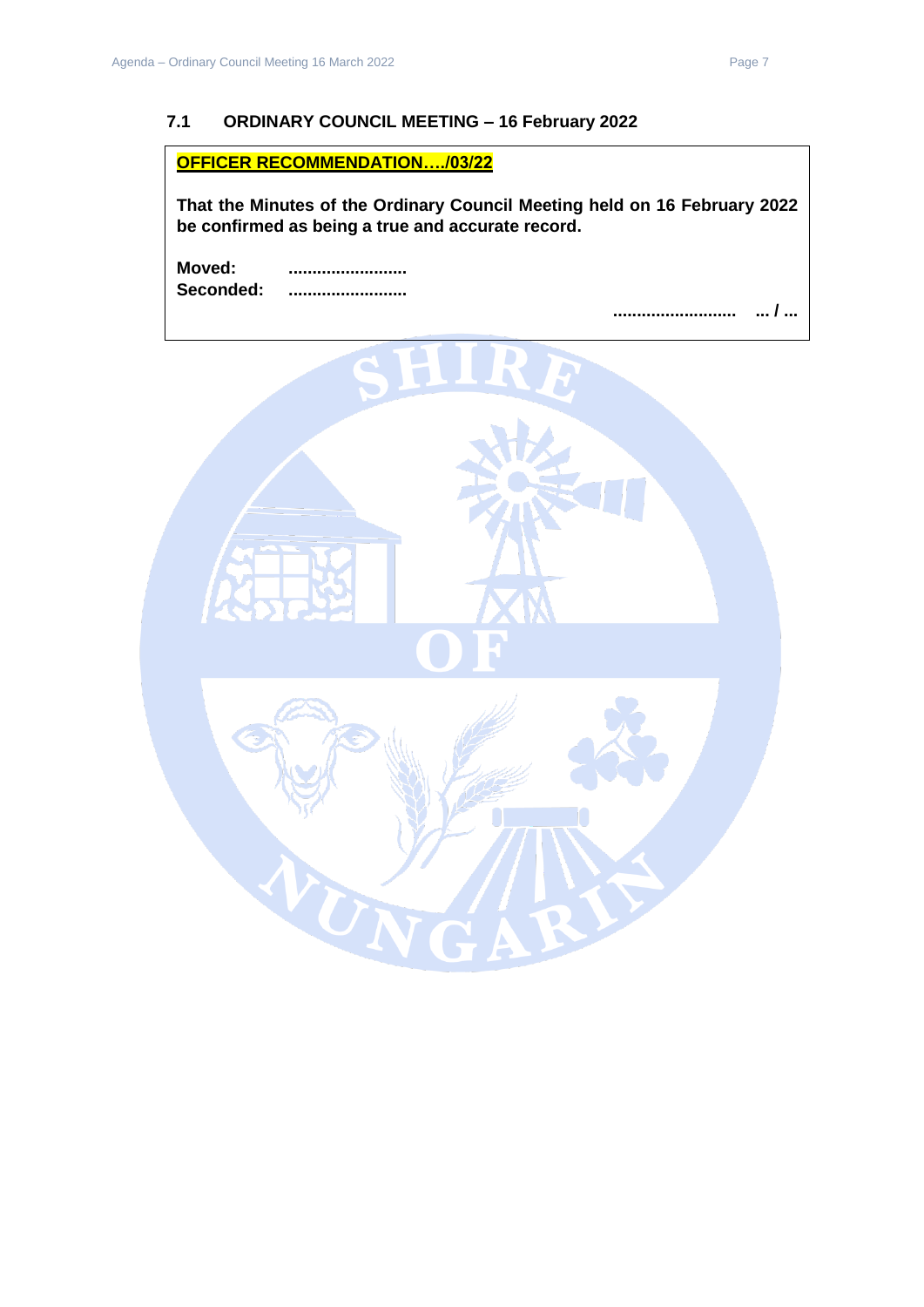### 7.1 ORDINARY COUNCIL MEETING – 16 February 2022

**OFFICER RECOMMENDATION…./03/22**

**That the Minutes of the Ordinary Council Meeting held on 16 February 2022 be confirmed as being a true and accurate record.**

**Moved:** .........................
**Seconded:** .........................

.......................... … / …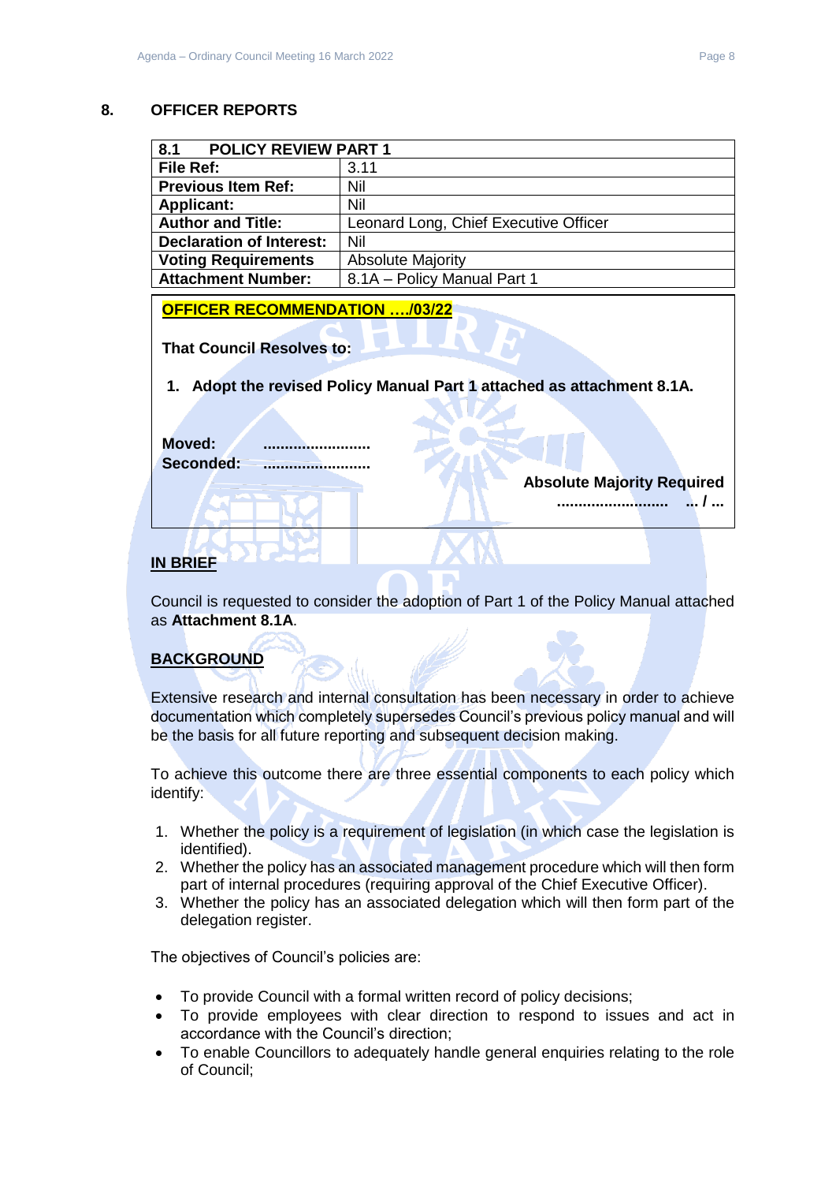## 8. OFFICER REPORTS

| 8.1 POLICY REVIEW PART 1 | |
|---|---|
| **File Ref:** | 3.11 |
| **Previous Item Ref:** | Nil |
| **Applicant:** | Nil |
| **Author and Title:** | Leonard Long, Chief Executive Officer |
| **Declaration of Interest:** | Nil |
| **Voting Requirements** | Absolute Majority |
| **Attachment Number:** | 8.1A – Policy Manual Part 1 |

**OFFICER RECOMMENDATION …./03/22**

**That Council Resolves to:**

1. **Adopt the revised Policy Manual Part 1 attached as attachment 8.1A.**

**Moved: ........................**
**Seconded: ........................**

**Absolute Majority Required**
**......................... ... / ...**

### IN BRIEF

Council is requested to consider the adoption of Part 1 of the Policy Manual attached as **Attachment 8.1A**.

### BACKGROUND

Extensive research and internal consultation has been necessary in order to achieve documentation which completely supersedes Council's previous policy manual and will be the basis for all future reporting and subsequent decision making.

To achieve this outcome there are three essential components to each policy which identify:

1. Whether the policy is a requirement of legislation (in which case the legislation is identified).
2. Whether the policy has an associated management procedure which will then form part of internal procedures (requiring approval of the Chief Executive Officer).
3. Whether the policy has an associated delegation which will then form part of the delegation register.

The objectives of Council's policies are:

- To provide Council with a formal written record of policy decisions;
- To provide employees with clear direction to respond to issues and act in accordance with the Council's direction;
- To enable Councillors to adequately handle general enquiries relating to the role of Council;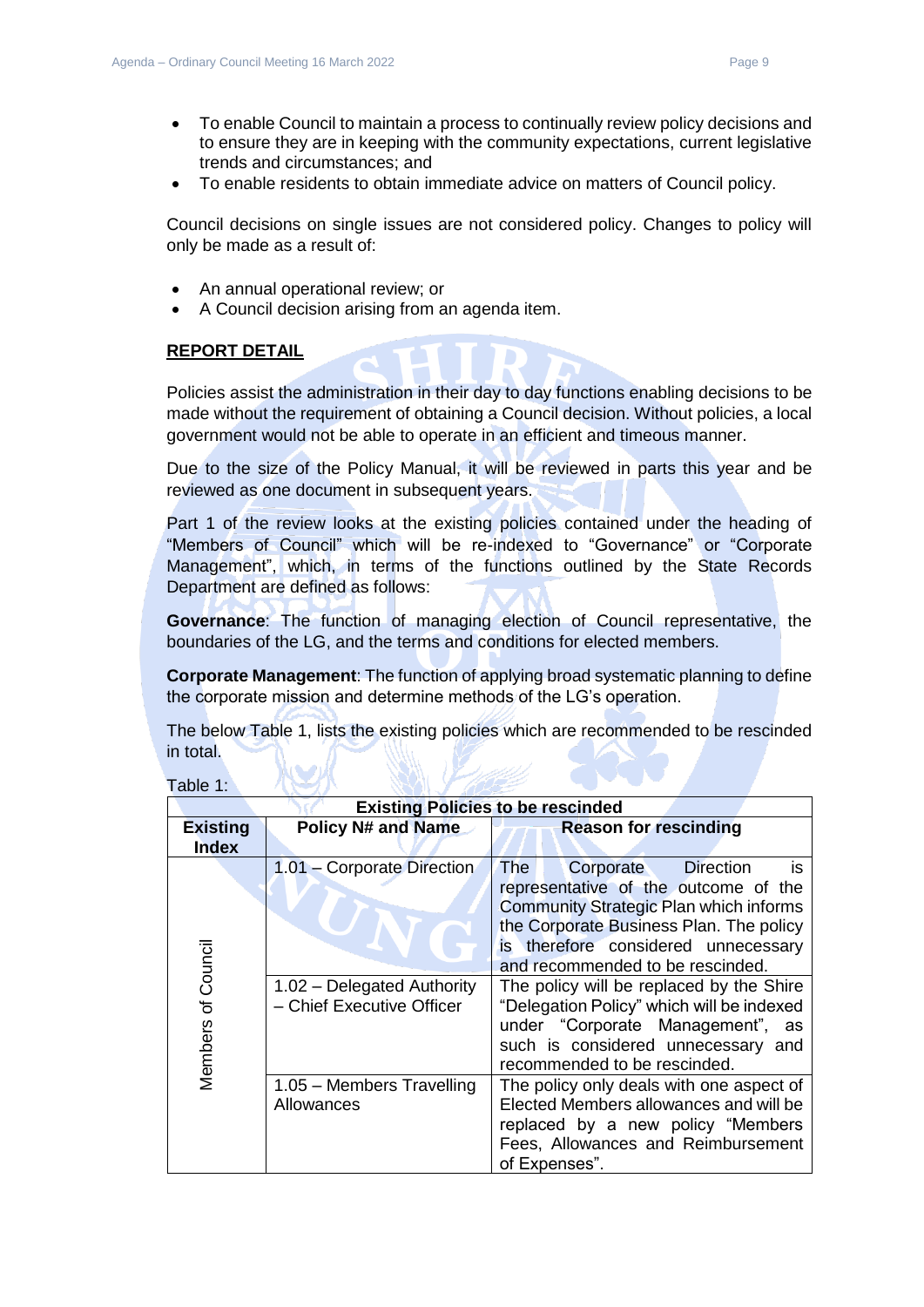- To enable Council to maintain a process to continually review policy decisions and to ensure they are in keeping with the community expectations, current legislative trends and circumstances; and
- To enable residents to obtain immediate advice on matters of Council policy.

Council decisions on single issues are not considered policy. Changes to policy will only be made as a result of:

- An annual operational review; or
- A Council decision arising from an agenda item.

**REPORT DETAIL**

Policies assist the administration in their day to day functions enabling decisions to be made without the requirement of obtaining a Council decision. Without policies, a local government would not be able to operate in an efficient and timeous manner.

Due to the size of the Policy Manual, it will be reviewed in parts this year and be reviewed as one document in subsequent years.

Part 1 of the review looks at the existing policies contained under the heading of "Members of Council" which will be re-indexed to "Governance" or "Corporate Management", which, in terms of the functions outlined by the State Records Department are defined as follows:

**Governance**: The function of managing election of Council representative, the boundaries of the LG, and the terms and conditions for elected members.

**Corporate Management**: The function of applying broad systematic planning to define the corporate mission and determine methods of the LG's operation.

The below Table 1, lists the existing policies which are recommended to be rescinded in total.

Table 1:

| **Existing Policies to be rescinded** | | |
|---|---|---|
| **Existing Index** | **Policy N# and Name** | **Reason for rescinding** |
| Members of Council | 1.01 – Corporate Direction | The Corporate Direction is representative of the outcome of the Community Strategic Plan which informs the Corporate Business Plan. The policy is therefore considered unnecessary and recommended to be rescinded. |
| | 1.02 – Delegated Authority – Chief Executive Officer | The policy will be replaced by the Shire "Delegation Policy" which will be indexed under "Corporate Management", as such is considered unnecessary and recommended to be rescinded. |
| | 1.05 – Members Travelling Allowances | The policy only deals with one aspect of Elected Members allowances and will be replaced by a new policy "Members Fees, Allowances and Reimbursement of Expenses". |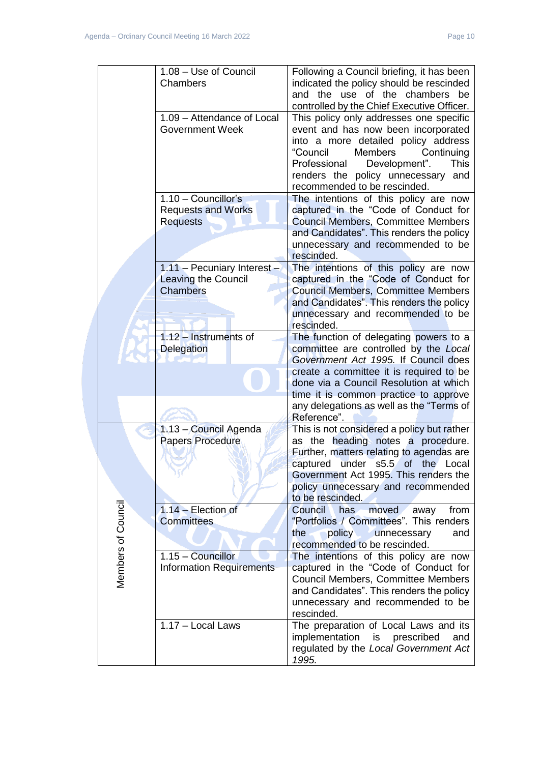| | | |
|---|---|---|
| | 1.08 – Use of Council Chambers | Following a Council briefing, it has been indicated the policy should be rescinded and the use of the chambers be controlled by the Chief Executive Officer. |
| | 1.09 – Attendance of Local Government Week | This policy only addresses one specific event and has now been incorporated into a more detailed policy address "Council Members Continuing Professional Development". This renders the policy unnecessary and recommended to be rescinded. |
| | 1.10 – Councillor's Requests and Works Requests | The intentions of this policy are now captured in the "Code of Conduct for Council Members, Committee Members and Candidates". This renders the policy unnecessary and recommended to be rescinded. |
| | 1.11 – Pecuniary Interest – Leaving the Council Chambers | The intentions of this policy are now captured in the "Code of Conduct for Council Members, Committee Members and Candidates". This renders the policy unnecessary and recommended to be rescinded. |
| | 1.12 – Instruments of Delegation | The function of delegating powers to a committee are controlled by the *Local Government Act 1995.* If Council does create a committee it is required to be done via a Council Resolution at which time it is common practice to approve any delegations as well as the "Terms of Reference". |
| Members of Council | 1.13 – Council Agenda Papers Procedure | This is not considered a policy but rather as the heading notes a procedure. Further, matters relating to agendas are captured under s5.5 of the Local Government Act 1995. This renders the policy unnecessary and recommended to be rescinded. |
| | 1.14 – Election of Committees | Council has moved away from "Portfolios / Committees". This renders the policy unnecessary and recommended to be rescinded. |
| | 1.15 – Councillor Information Requirements | The intentions of this policy are now captured in the "Code of Conduct for Council Members, Committee Members and Candidates". This renders the policy unnecessary and recommended to be rescinded. |
| | 1.17 – Local Laws | The preparation of Local Laws and its implementation is prescribed and regulated by the *Local Government Act 1995.* |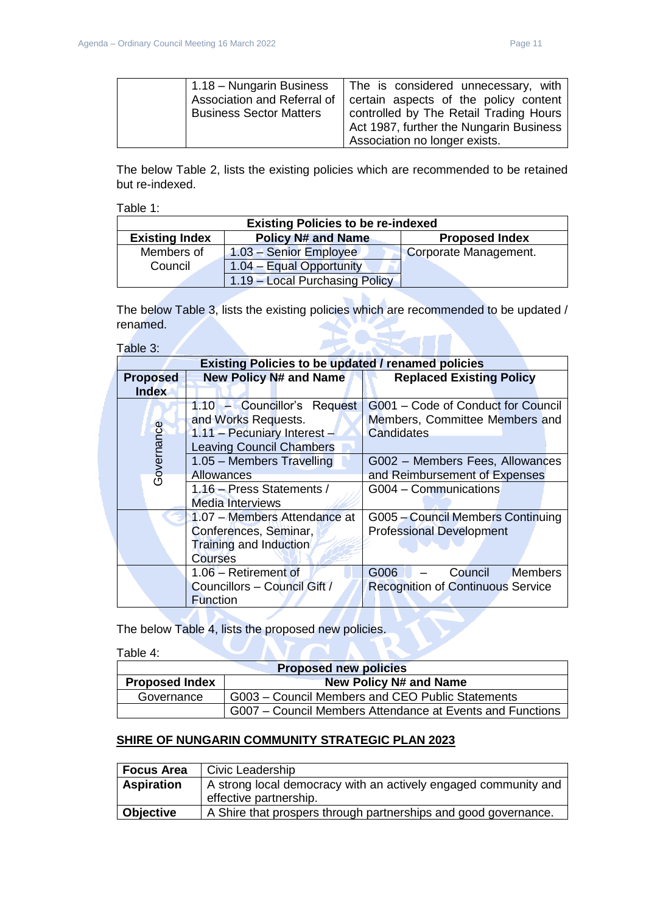| | 1.18 – Nungarin Business Association and Referral of Business Sector Matters | The is considered unnecessary, with certain aspects of the policy content controlled by The Retail Trading Hours Act 1987, further the Nungarin Business Association no longer exists. |
|---|---|---|

The below Table 2, lists the existing policies which are recommended to be retained but re-indexed.

Table 1:

| Existing Policies to be re-indexed | | |
|---|---|---|
| **Existing Index** | **Policy N# and Name** | **Proposed Index** |
| Members of Council | 1.03 – Senior Employee | Corporate Management. |
| | 1.04 – Equal Opportunity | |
| | 1.19 – Local Purchasing Policy | |

The below Table 3, lists the existing policies which are recommended to be updated / renamed.

Table 3:

| Existing Policies to be updated / renamed policies | | |
|---|---|---|
| **Proposed Index** | **New Policy N# and Name** | **Replaced Existing Policy** |
| Governance | 1.10 – Councillor's Request and Works Requests. 1.11 – Pecuniary Interest – Leaving Council Chambers | G001 – Code of Conduct for Council Members, Committee Members and Candidates |
| | 1.05 – Members Travelling Allowances | G002 – Members Fees, Allowances and Reimbursement of Expenses |
| | 1.16 – Press Statements / Media Interviews | G004 – Communications |
| | 1.07 – Members Attendance at Conferences, Seminar, Training and Induction Courses | G005 – Council Members Continuing Professional Development |
| | 1.06 – Retirement of Councillors – Council Gift / Function | G006 – Council Members Recognition of Continuous Service |

The below Table 4, lists the proposed new policies.

Table 4:

| Proposed new policies | |
|---|---|
| **Proposed Index** | **New Policy N# and Name** |
| Governance | G003 – Council Members and CEO Public Statements |
| | G007 – Council Members Attendance at Events and Functions |

## SHIRE OF NUNGARIN COMMUNITY STRATEGIC PLAN 2023

| **Focus Area** | Civic Leadership |
|---|---|
| **Aspiration** | A strong local democracy with an actively engaged community and effective partnership. |
| **Objective** | A Shire that prospers through partnerships and good governance. |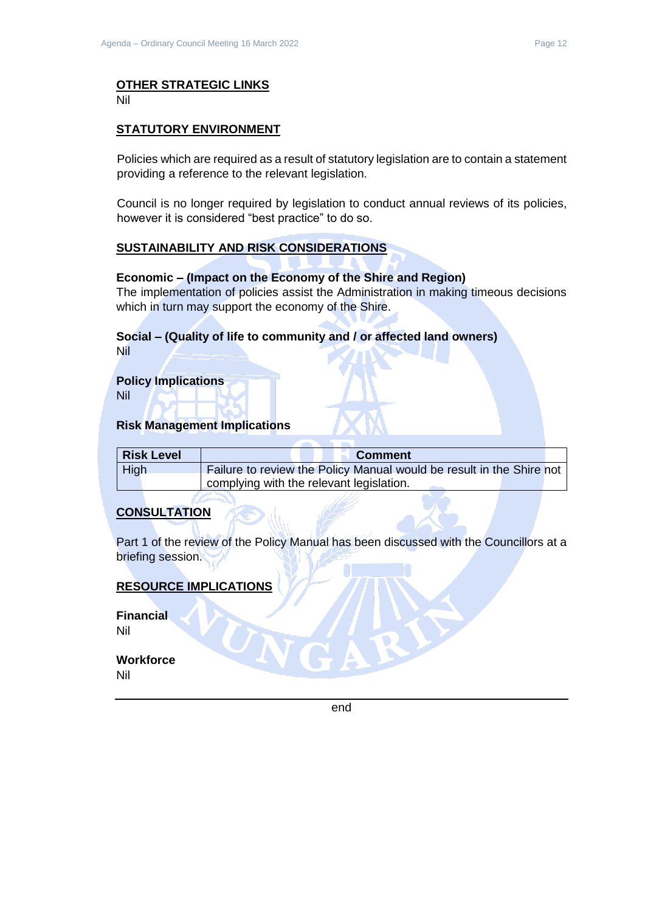**OTHER STRATEGIC LINKS**

Nil

**STATUTORY ENVIRONMENT**

Policies which are required as a result of statutory legislation are to contain a statement providing a reference to the relevant legislation.

Council is no longer required by legislation to conduct annual reviews of its policies, however it is considered "best practice" to do so.

**SUSTAINABILITY AND RISK CONSIDERATIONS**

**Economic – (Impact on the Economy of the Shire and Region)**
The implementation of policies assist the Administration in making timeous decisions which in turn may support the economy of the Shire.

**Social – (Quality of life to community and / or affected land owners)**
Nil

**Policy Implications**
Nil

**Risk Management Implications**

| Risk Level | Comment |
|---|---|
| High | Failure to review the Policy Manual would be result in the Shire not complying with the relevant legislation. |

**CONSULTATION**

Part 1 of the review of the Policy Manual has been discussed with the Councillors at a briefing session.

**RESOURCE IMPLICATIONS**

**Financial**
Nil

**Workforce**
Nil

end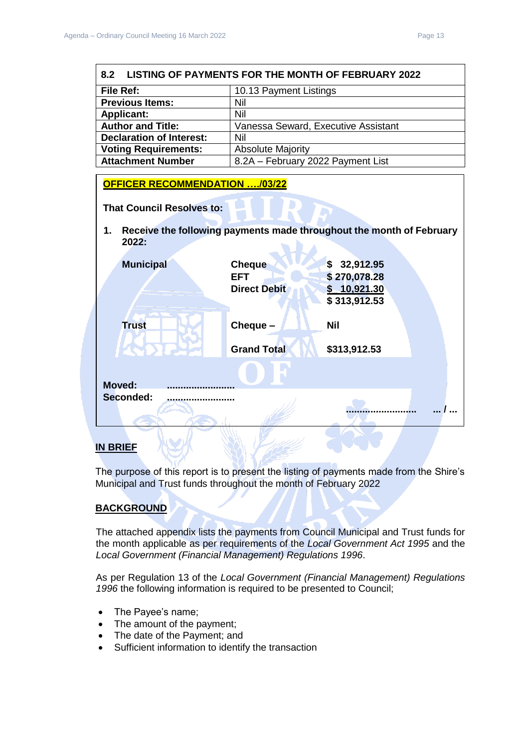## 8.2 LISTING OF PAYMENTS FOR THE MONTH OF FEBRUARY 2022

| | |
|---|---|
| **File Ref:** | 10.13 Payment Listings |
| **Previous Items:** | Nil |
| **Applicant:** | Nil |
| **Author and Title:** | Vanessa Seward, Executive Assistant |
| **Declaration of Interest:** | Nil |
| **Voting Requirements:** | Absolute Majority |
| **Attachment Number** | 8.2A – February 2022 Payment List |

**OFFICER RECOMMENDATION …./03/22**

**That Council Resolves to:**

1. **Receive the following payments made throughout the month of February 2022:**

| | | |
|---|---|---|
| **Municipal** | **Cheque** | **$ 32,912.95** |
| | **EFT** | **$ 270,078.28** |
| | **Direct Debit** | **$ 10,921.30** |
| | | **$ 313,912.53** |
| **Trust** | **Cheque –** | **Nil** |
| | **Grand Total** | **$313,912.53** |

**Moved:** ........................

**Seconded:** ........................

........................ **… / …**

## IN BRIEF

The purpose of this report is to present the listing of payments made from the Shire's Municipal and Trust funds throughout the month of February 2022

## BACKGROUND

The attached appendix lists the payments from Council Municipal and Trust funds for the month applicable as per requirements of the *Local Government Act 1995* and the *Local Government (Financial Management) Regulations 1996*.

As per Regulation 13 of the *Local Government (Financial Management) Regulations 1996* the following information is required to be presented to Council;

- The Payee's name;
- The amount of the payment;
- The date of the Payment; and
- Sufficient information to identify the transaction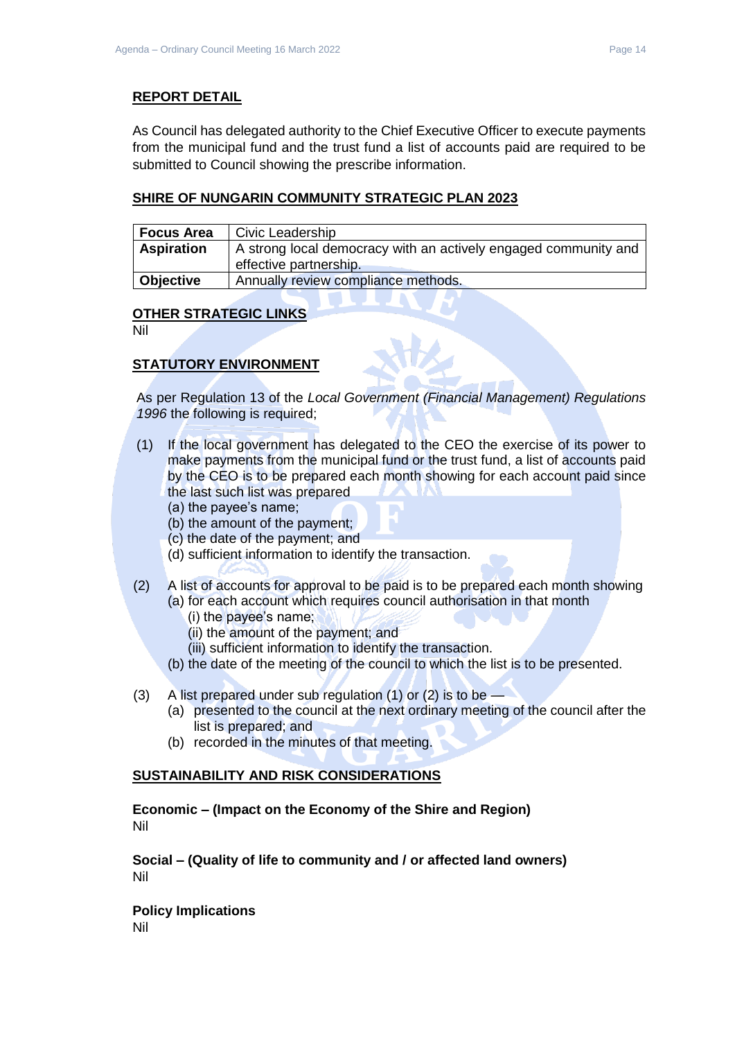## REPORT DETAIL

As Council has delegated authority to the Chief Executive Officer to execute payments from the municipal fund and the trust fund a list of accounts paid are required to be submitted to Council showing the prescribe information.

## SHIRE OF NUNGARIN COMMUNITY STRATEGIC PLAN 2023

| | |
|---|---|
| **Focus Area** | Civic Leadership |
| **Aspiration** | A strong local democracy with an actively engaged community and effective partnership. |
| **Objective** | Annually review compliance methods. |

## OTHER STRATEGIC LINKS

Nil

## STATUTORY ENVIRONMENT

As per Regulation 13 of the *Local Government (Financial Management) Regulations 1996* the following is required;

(1) If the local government has delegated to the CEO the exercise of its power to make payments from the municipal fund or the trust fund, a list of accounts paid by the CEO is to be prepared each month showing for each account paid since the last such list was prepared
(a) the payee's name;
(b) the amount of the payment;
(c) the date of the payment; and
(d) sufficient information to identify the transaction.

(2) A list of accounts for approval to be paid is to be prepared each month showing
(a) for each account which requires council authorisation in that month
(i) the payee's name;
(ii) the amount of the payment; and
(iii) sufficient information to identify the transaction.
(b) the date of the meeting of the council to which the list is to be presented.

(3) A list prepared under sub regulation (1) or (2) is to be —
(a) presented to the council at the next ordinary meeting of the council after the list is prepared; and
(b) recorded in the minutes of that meeting.

## SUSTAINABILITY AND RISK CONSIDERATIONS

**Economic – (Impact on the Economy of the Shire and Region)**
Nil

**Social – (Quality of life to community and / or affected land owners)**
Nil

**Policy Implications**
Nil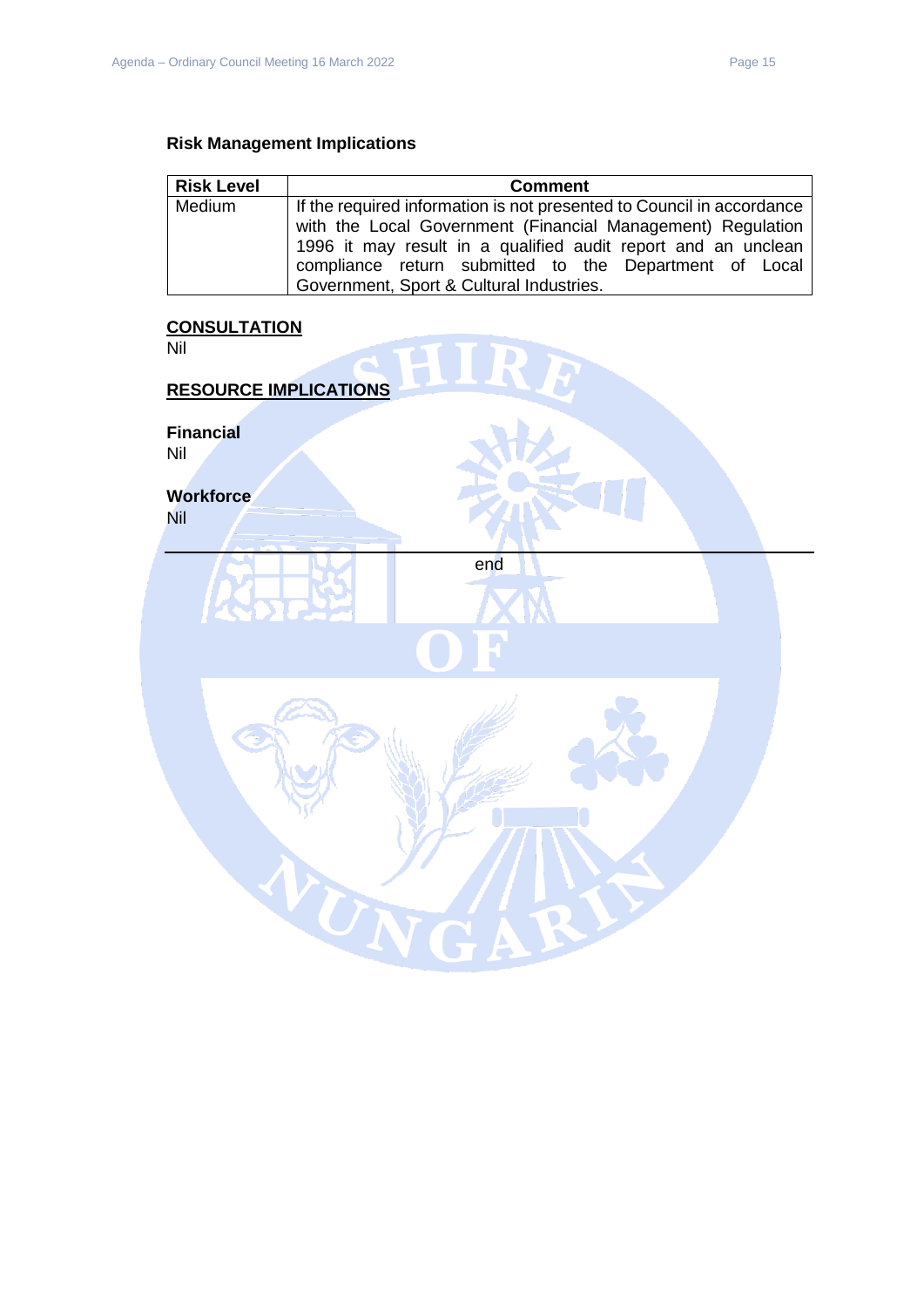### Risk Management Implications

| Risk Level | Comment |
|---|---|
| Medium | If the required information is not presented to Council in accordance with the Local Government (Financial Management) Regulation 1996 it may result in a qualified audit report and an unclean compliance return submitted to the Department of Local Government, Sport & Cultural Industries. |

## CONSULTATION

Nil

## RESOURCE IMPLICATIONS

**Financial**

Nil

**Workforce**

Nil

---

end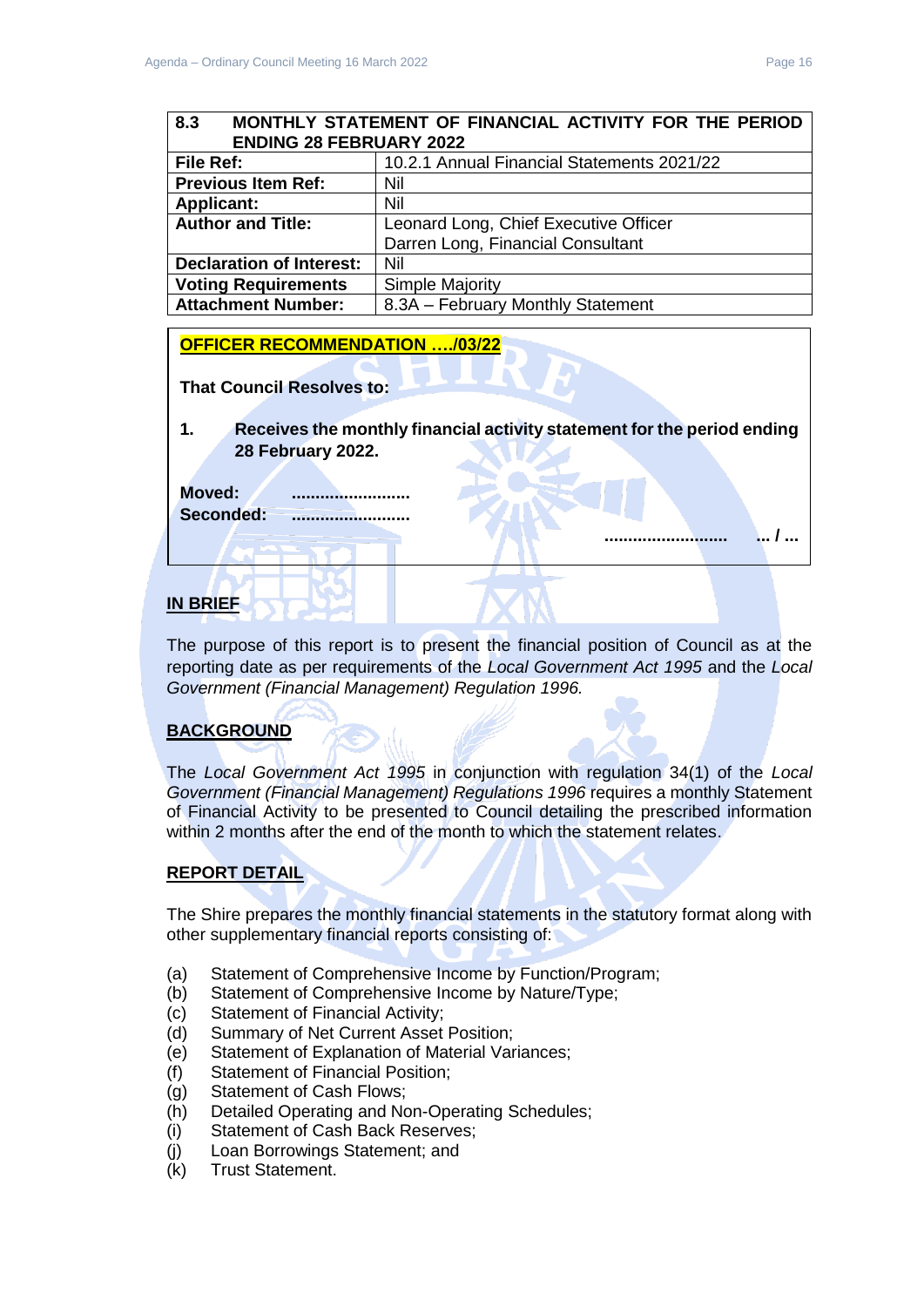| 8.3 MONTHLY STATEMENT OF FINANCIAL ACTIVITY FOR THE PERIOD ENDING 28 FEBRUARY 2022 | |
|---|---|
| **File Ref:** | 10.2.1 Annual Financial Statements 2021/22 |
| **Previous Item Ref:** | Nil |
| **Applicant:** | Nil |
| **Author and Title:** | Leonard Long, Chief Executive Officer<br>Darren Long, Financial Consultant |
| **Declaration of Interest:** | Nil |
| **Voting Requirements** | Simple Majority |
| **Attachment Number:** | 8.3A – February Monthly Statement |

**OFFICER RECOMMENDATION …./03/22**

**That Council Resolves to:**

**1. Receives the monthly financial activity statement for the period ending 28 February 2022.**

**Moved: ……………………**
**Seconded: ……………………**

**…………………… … / …**

## IN BRIEF

The purpose of this report is to present the financial position of Council as at the reporting date as per requirements of the *Local Government Act 1995* and the *Local Government (Financial Management) Regulation 1996.*

## BACKGROUND

The *Local Government Act 1995* in conjunction with regulation 34(1) of the *Local Government (Financial Management) Regulations 1996* requires a monthly Statement of Financial Activity to be presented to Council detailing the prescribed information within 2 months after the end of the month to which the statement relates.

## REPORT DETAIL

The Shire prepares the monthly financial statements in the statutory format along with other supplementary financial reports consisting of:

(a) Statement of Comprehensive Income by Function/Program;
(b) Statement of Comprehensive Income by Nature/Type;
(c) Statement of Financial Activity;
(d) Summary of Net Current Asset Position;
(e) Statement of Explanation of Material Variances;
(f) Statement of Financial Position;
(g) Statement of Cash Flows;
(h) Detailed Operating and Non-Operating Schedules;
(i) Statement of Cash Back Reserves;
(j) Loan Borrowings Statement; and
(k) Trust Statement.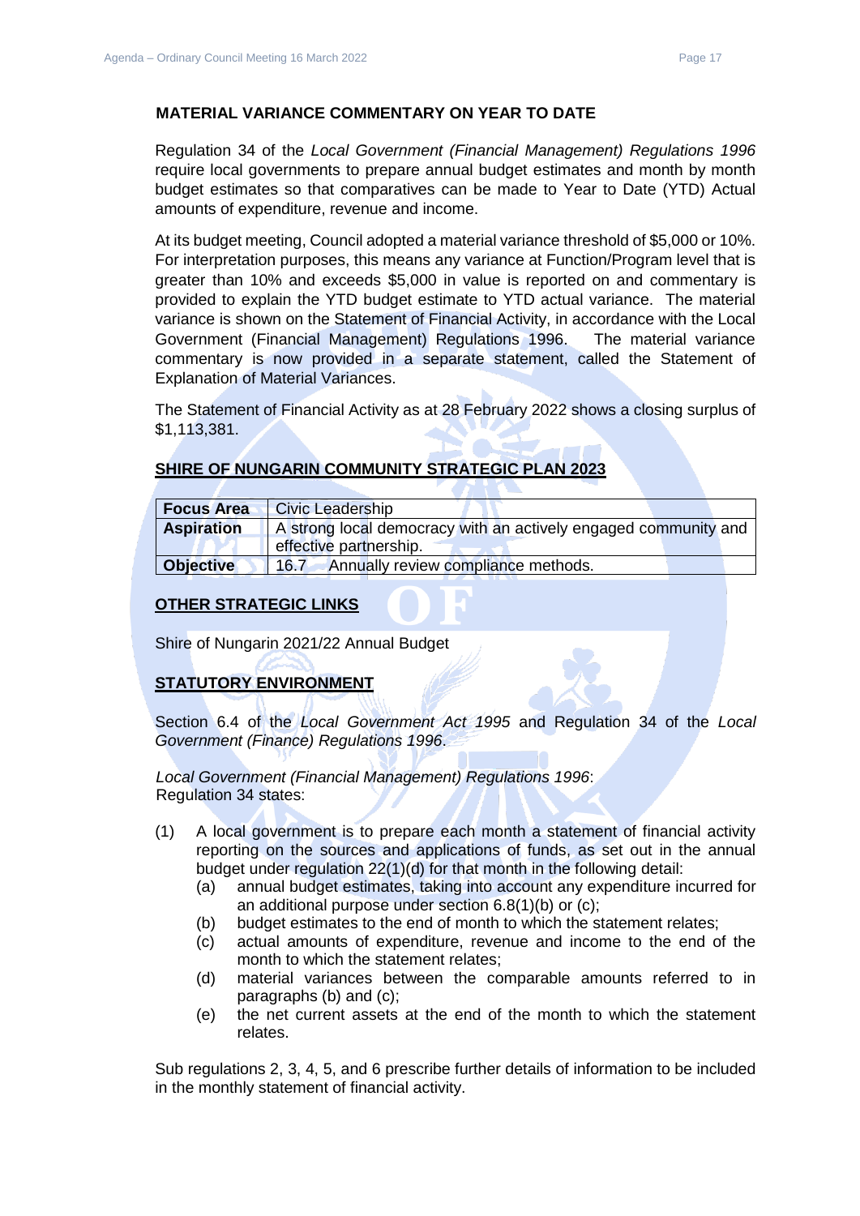**MATERIAL VARIANCE COMMENTARY ON YEAR TO DATE**

Regulation 34 of the *Local Government (Financial Management) Regulations 1996* require local governments to prepare annual budget estimates and month by month budget estimates so that comparatives can be made to Year to Date (YTD) Actual amounts of expenditure, revenue and income.

At its budget meeting, Council adopted a material variance threshold of $5,000 or 10%. For interpretation purposes, this means any variance at Function/Program level that is greater than 10% and exceeds $5,000 in value is reported on and commentary is provided to explain the YTD budget estimate to YTD actual variance. The material variance is shown on the Statement of Financial Activity, in accordance with the Local Government (Financial Management) Regulations 1996. The material variance commentary is now provided in a separate statement, called the Statement of Explanation of Material Variances.

The Statement of Financial Activity as at 28 February 2022 shows a closing surplus of $1,113,381.

## SHIRE OF NUNGARIN COMMUNITY STRATEGIC PLAN 2023

| **Focus Area** | Civic Leadership |
|---|---|
| **Aspiration** | A strong local democracy with an actively engaged community and effective partnership. |
| **Objective** | 16.7 Annually review compliance methods. |

## OTHER STRATEGIC LINKS

Shire of Nungarin 2021/22 Annual Budget

## STATUTORY ENVIRONMENT

Section 6.4 of the *Local Government Act 1995* and Regulation 34 of the *Local Government (Finance) Regulations 1996*.

*Local Government (Financial Management) Regulations 1996*:
Regulation 34 states:

(1) A local government is to prepare each month a statement of financial activity reporting on the sources and applications of funds, as set out in the annual budget under regulation 22(1)(d) for that month in the following detail:
  (a) annual budget estimates, taking into account any expenditure incurred for an additional purpose under section 6.8(1)(b) or (c);
  (b) budget estimates to the end of month to which the statement relates;
  (c) actual amounts of expenditure, revenue and income to the end of the month to which the statement relates;
  (d) material variances between the comparable amounts referred to in paragraphs (b) and (c);
  (e) the net current assets at the end of the month to which the statement relates.

Sub regulations 2, 3, 4, 5, and 6 prescribe further details of information to be included in the monthly statement of financial activity.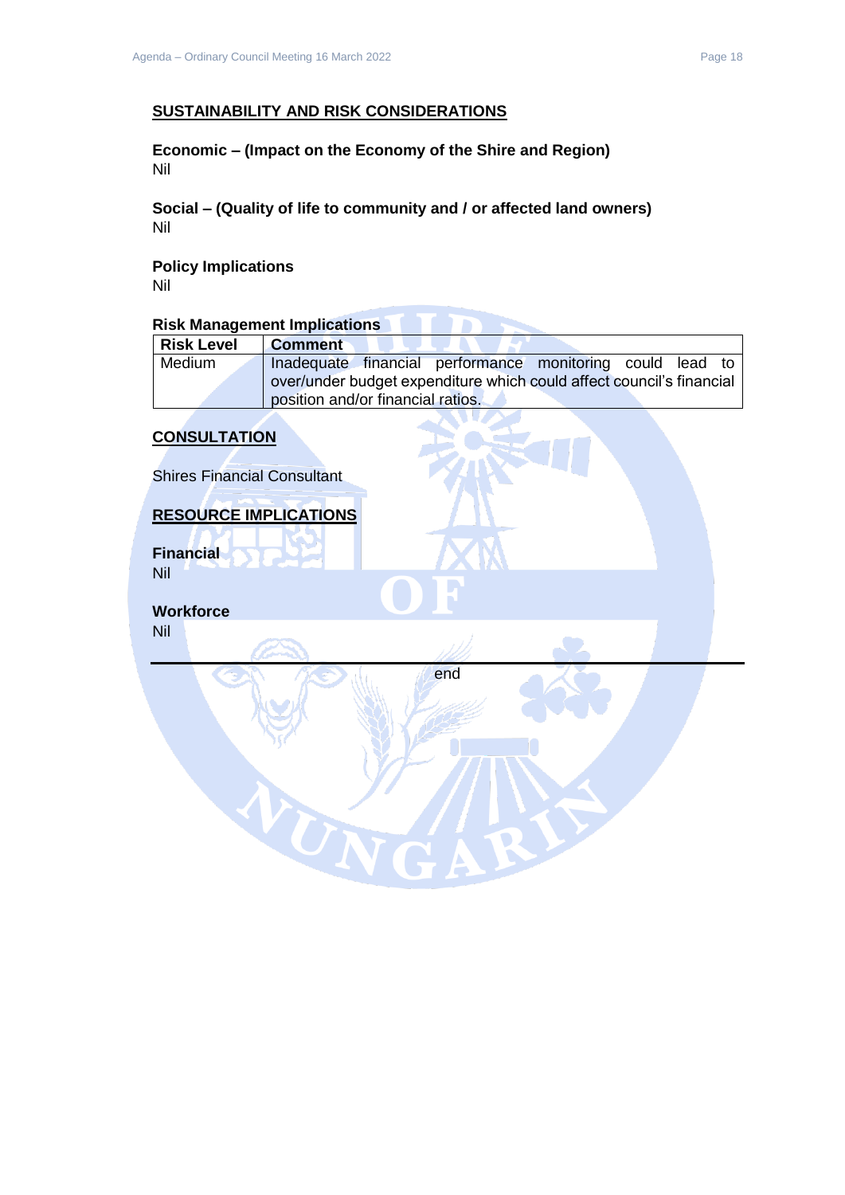## SUSTAINABILITY AND RISK CONSIDERATIONS

**Economic – (Impact on the Economy of the Shire and Region)**
Nil

**Social – (Quality of life to community and / or affected land owners)**
Nil

**Policy Implications**
Nil

**Risk Management Implications**

| Risk Level | Comment |
|---|---|
| Medium | Inadequate financial performance monitoring could lead to over/under budget expenditure which could affect council's financial position and/or financial ratios. |

## CONSULTATION

Shires Financial Consultant

## RESOURCE IMPLICATIONS

**Financial**
Nil

**Workforce**
Nil

---

end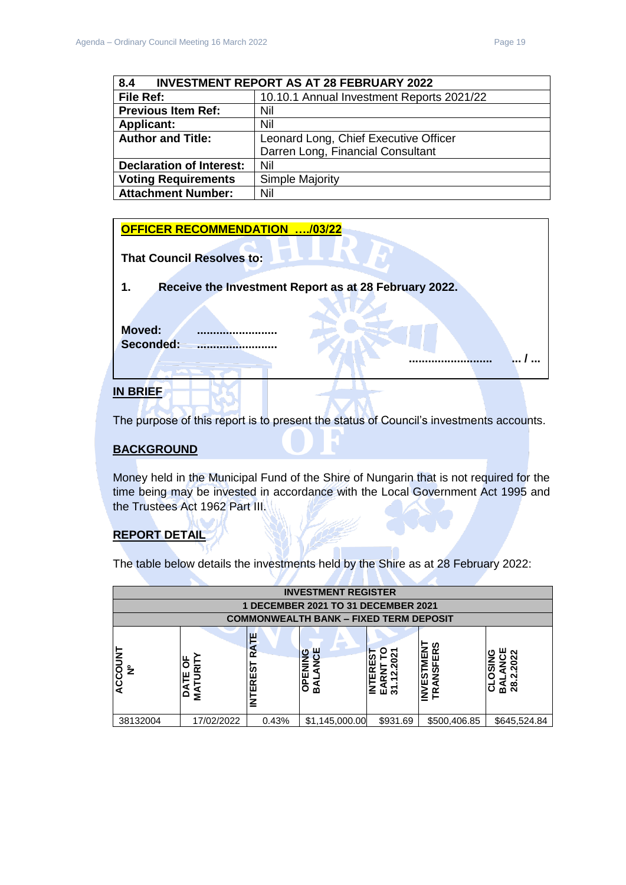| 8.4 | INVESTMENT REPORT AS AT 28 FEBRUARY 2022 |
|---|---|
| **File Ref:** | 10.10.1 Annual Investment Reports 2021/22 |
| **Previous Item Ref:** | Nil |
| **Applicant:** | Nil |
| **Author and Title:** | Leonard Long, Chief Executive Officer<br>Darren Long, Financial Consultant |
| **Declaration of Interest:** | Nil |
| **Voting Requirements** | Simple Majority |
| **Attachment Number:** | Nil |

**OFFICER RECOMMENDATION …./03/22**

**That Council Resolves to:**

**1. Receive the Investment Report as at 28 February 2022.**

**Moved:** ……………………
**Seconded:** ……………………

…………………… … / …

## IN BRIEF

The purpose of this report is to present the status of Council's investments accounts.

## BACKGROUND

Money held in the Municipal Fund of the Shire of Nungarin that is not required for the time being may be invested in accordance with the Local Government Act 1995 and the Trustees Act 1962 Part III.

## REPORT DETAIL

The table below details the investments held by the Shire as at 28 February 2022:

| INVESTMENT REGISTER | | | | | | |
|---|---|---|---|---|---|---|
| 1 DECEMBER 2021 TO 31 DECEMBER 2021 | | | | | | |
| COMMONWEALTH BANK – FIXED TERM DEPOSIT | | | | | | |
| ACCOUNT Nº | DATE OF MATURITY | INTEREST RATE | OPENING BALANCE | INTEREST EARNT TO 31.12.2021 | INVESTMENT TRANSFERS | CLOSING BALANCE 28.2.2022 |
| 38132004 | 17/02/2022 | 0.43% | $1,145,000.00 | $931.69 | $500,406.85 | $645,524.84 |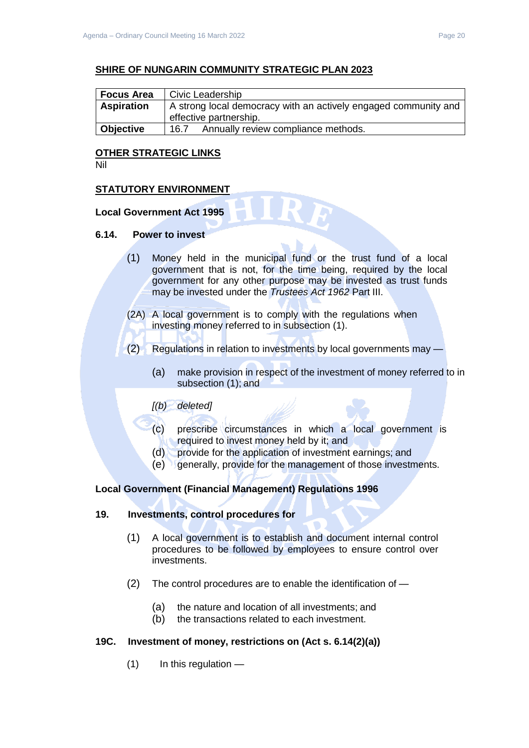**SHIRE OF NUNGARIN COMMUNITY STRATEGIC PLAN 2023**

| **Focus Area** | Civic Leadership |
|---|---|
| **Aspiration** | A strong local democracy with an actively engaged community and effective partnership. |
| **Objective** | 16.7 Annually review compliance methods. |

**OTHER STRATEGIC LINKS**

Nil

**STATUTORY ENVIRONMENT**

**Local Government Act 1995**

**6.14. Power to invest**

(1) Money held in the municipal fund or the trust fund of a local government that is not, for the time being, required by the local government for any other purpose may be invested as trust funds may be invested under the *Trustees Act 1962* Part III.

(2A) A local government is to comply with the regulations when investing money referred to in subsection (1).

(2) Regulations in relation to investments by local governments may —

(a) make provision in respect of the investment of money referred to in subsection (1); and

*[(b) deleted]*

(c) prescribe circumstances in which a local government is required to invest money held by it; and

(d) provide for the application of investment earnings; and

(e) generally, provide for the management of those investments.

**Local Government (Financial Management) Regulations 1996**

**19. Investments, control procedures for**

(1) A local government is to establish and document internal control procedures to be followed by employees to ensure control over investments.

(2) The control procedures are to enable the identification of —

(a) the nature and location of all investments; and

(b) the transactions related to each investment.

**19C. Investment of money, restrictions on (Act s. 6.14(2)(a))**

(1) In this regulation —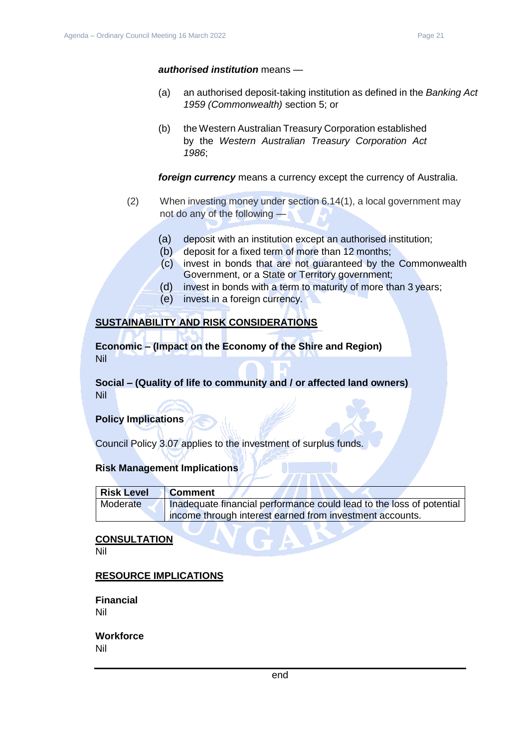***authorised institution*** means —

(a) an authorised deposit-taking institution as defined in the *Banking Act 1959 (Commonwealth)* section 5; or

(b) the Western Australian Treasury Corporation established by the *Western Australian Treasury Corporation Act 1986*;

***foreign currency*** means a currency except the currency of Australia.

(2) When investing money under section 6.14(1), a local government may not do any of the following —

(a) deposit with an institution except an authorised institution;
(b) deposit for a fixed term of more than 12 months;
(c) invest in bonds that are not guaranteed by the Commonwealth Government, or a State or Territory government;
(d) invest in bonds with a term to maturity of more than 3 years;
(e) invest in a foreign currency.

## SUSTAINABILITY AND RISK CONSIDERATIONS

**Economic – (Impact on the Economy of the Shire and Region)**
Nil

**Social – (Quality of life to community and / or affected land owners)**
Nil

**Policy Implications**

Council Policy 3.07 applies to the investment of surplus funds.

**Risk Management Implications**

| Risk Level | Comment |
|---|---|
| Moderate | Inadequate financial performance could lead to the loss of potential income through interest earned from investment accounts. |

## CONSULTATION
Nil

## RESOURCE IMPLICATIONS

**Financial**
Nil

**Workforce**
Nil

---

end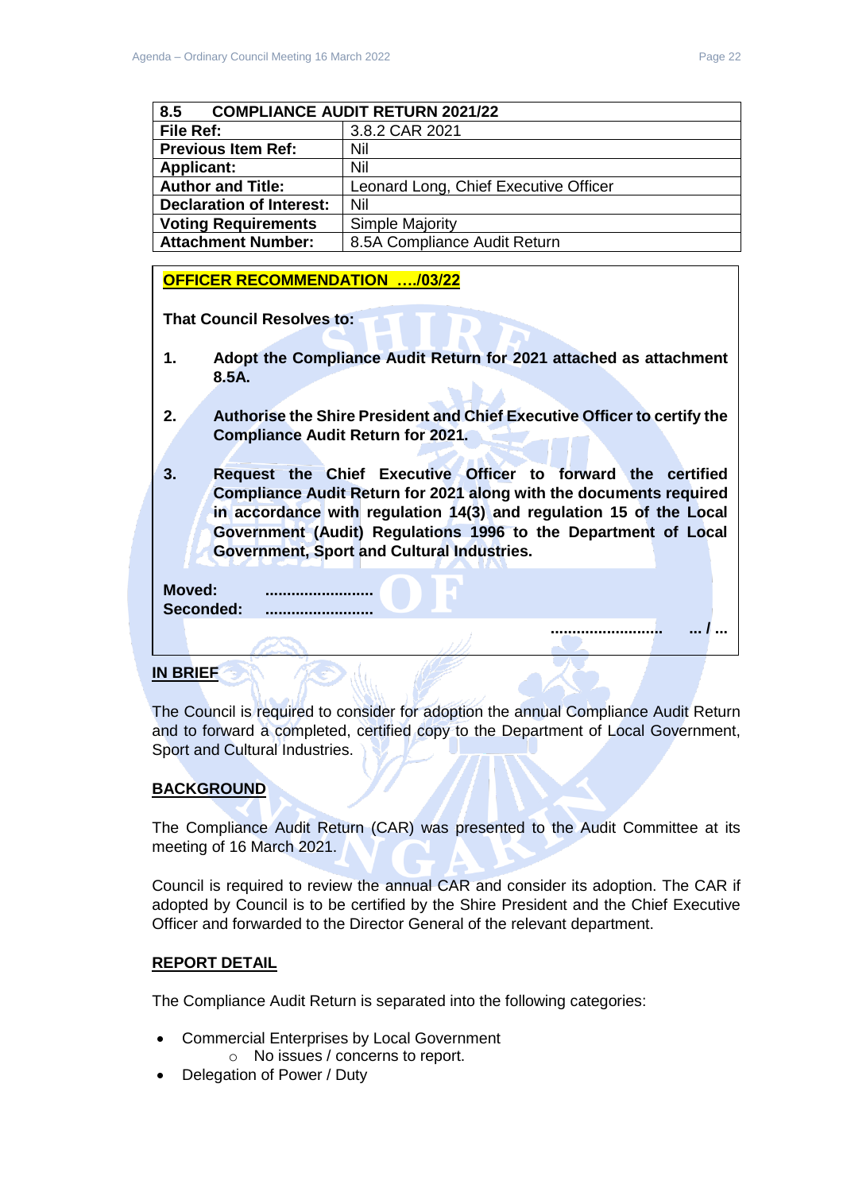| 8.5 COMPLIANCE AUDIT RETURN 2021/22 | |
|---|---|
| **File Ref:** | 3.8.2 CAR 2021 |
| **Previous Item Ref:** | Nil |
| **Applicant:** | Nil |
| **Author and Title:** | Leonard Long, Chief Executive Officer |
| **Declaration of Interest:** | Nil |
| **Voting Requirements** | Simple Majority |
| **Attachment Number:** | 8.5A Compliance Audit Return |

**OFFICER RECOMMENDATION ..../03/22**

**That Council Resolves to:**

1. **Adopt the Compliance Audit Return for 2021 attached as attachment 8.5A.**

2. **Authorise the Shire President and Chief Executive Officer to certify the Compliance Audit Return for 2021.**

3. **Request the Chief Executive Officer to forward the certified Compliance Audit Return for 2021 along with the documents required in accordance with regulation 14(3) and regulation 15 of the Local Government (Audit) Regulations 1996 to the Department of Local Government, Sport and Cultural Industries.**

**Moved:** ........................
**Seconded:** ........................

........................ ... / ...

## IN BRIEF

The Council is required to consider for adoption the annual Compliance Audit Return and to forward a completed, certified copy to the Department of Local Government, Sport and Cultural Industries.

## BACKGROUND

The Compliance Audit Return (CAR) was presented to the Audit Committee at its meeting of 16 March 2021.

Council is required to review the annual CAR and consider its adoption. The CAR if adopted by Council is to be certified by the Shire President and the Chief Executive Officer and forwarded to the Director General of the relevant department.

## REPORT DETAIL

The Compliance Audit Return is separated into the following categories:

- Commercial Enterprises by Local Government
  - No issues / concerns to report.
- Delegation of Power / Duty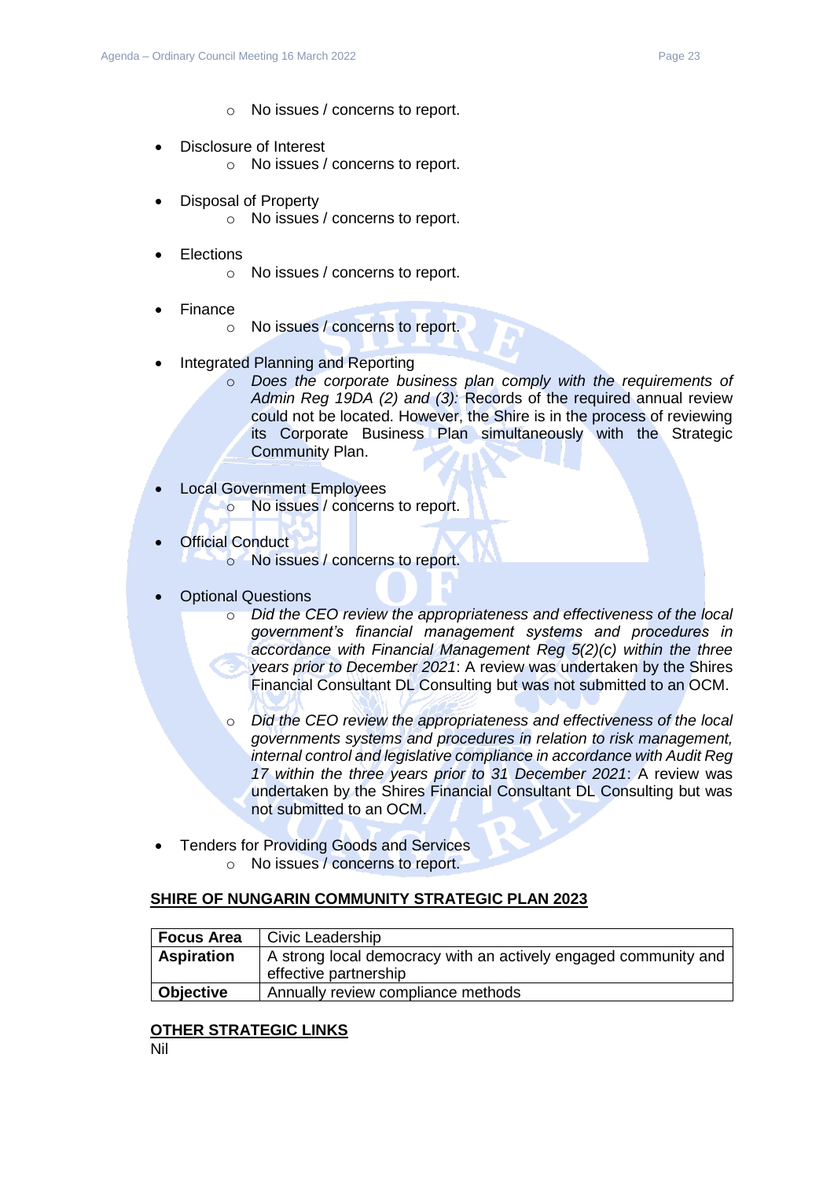- No issues / concerns to report.

- Disclosure of Interest
  - No issues / concerns to report.

- Disposal of Property
  - No issues / concerns to report.

- Elections
  - No issues / concerns to report.

- Finance
  - No issues / concerns to report.

- Integrated Planning and Reporting
  - *Does the corporate business plan comply with the requirements of Admin Reg 19DA (2) and (3):* Records of the required annual review could not be located. However, the Shire is in the process of reviewing its Corporate Business Plan simultaneously with the Strategic Community Plan.

- Local Government Employees
  - No issues / concerns to report.

- Official Conduct
  - No issues / concerns to report.

- Optional Questions
  - *Did the CEO review the appropriateness and effectiveness of the local government's financial management systems and procedures in accordance with Financial Management Reg 5(2)(c) within the three years prior to December 2021*: A review was undertaken by the Shires Financial Consultant DL Consulting but was not submitted to an OCM.

  - *Did the CEO review the appropriateness and effectiveness of the local governments systems and procedures in relation to risk management, internal control and legislative compliance in accordance with Audit Reg 17 within the three years prior to 31 December 2021*: A review was undertaken by the Shires Financial Consultant DL Consulting but was not submitted to an OCM.

- Tenders for Providing Goods and Services
  - No issues / concerns to report.

## SHIRE OF NUNGARIN COMMUNITY STRATEGIC PLAN 2023

| **Focus Area** | Civic Leadership |
|---|---|
| **Aspiration** | A strong local democracy with an actively engaged community and effective partnership |
| **Objective** | Annually review compliance methods |

## OTHER STRATEGIC LINKS

Nil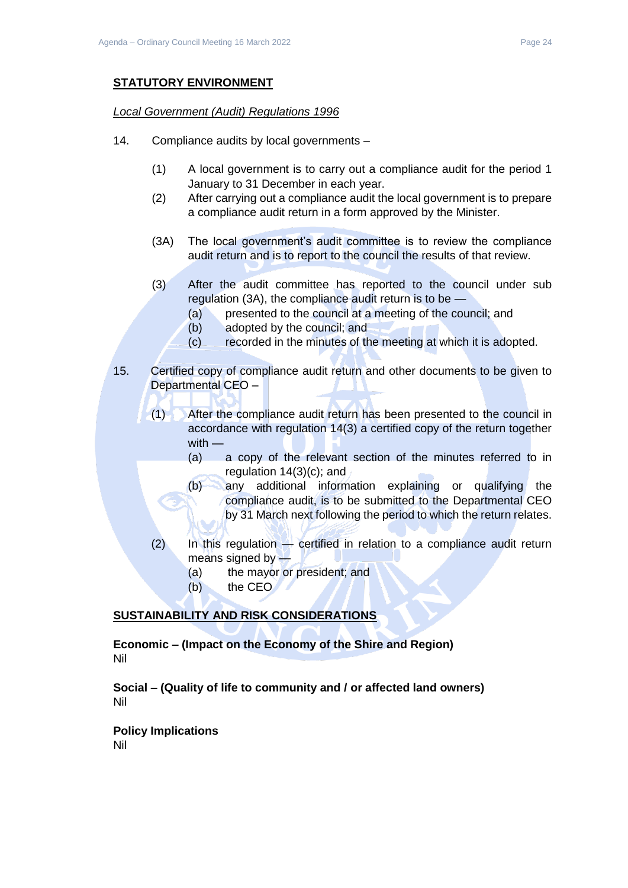## STATUTORY ENVIRONMENT

*Local Government (Audit) Regulations 1996*

14. Compliance audits by local governments –

    (1) A local government is to carry out a compliance audit for the period 1 January to 31 December in each year.

    (2) After carrying out a compliance audit the local government is to prepare a compliance audit return in a form approved by the Minister.

    (3A) The local government's audit committee is to review the compliance audit return and is to report to the council the results of that review.

    (3) After the audit committee has reported to the council under sub regulation (3A), the compliance audit return is to be —

    (a) presented to the council at a meeting of the council; and
    (b) adopted by the council; and
    (c) recorded in the minutes of the meeting at which it is adopted.

15. Certified copy of compliance audit return and other documents to be given to Departmental CEO –

    (1) After the compliance audit return has been presented to the council in accordance with regulation 14(3) a certified copy of the return together with —

    (a) a copy of the relevant section of the minutes referred to in regulation 14(3)(c); and
    (b) any additional information explaining or qualifying the compliance audit, is to be submitted to the Departmental CEO by 31 March next following the period to which the return relates.

    (2) In this regulation — certified in relation to a compliance audit return means signed by —

    (a) the mayor or president; and
    (b) the CEO

## SUSTAINABILITY AND RISK CONSIDERATIONS

**Economic – (Impact on the Economy of the Shire and Region)**
Nil

**Social – (Quality of life to community and / or affected land owners)**
Nil

**Policy Implications**
Nil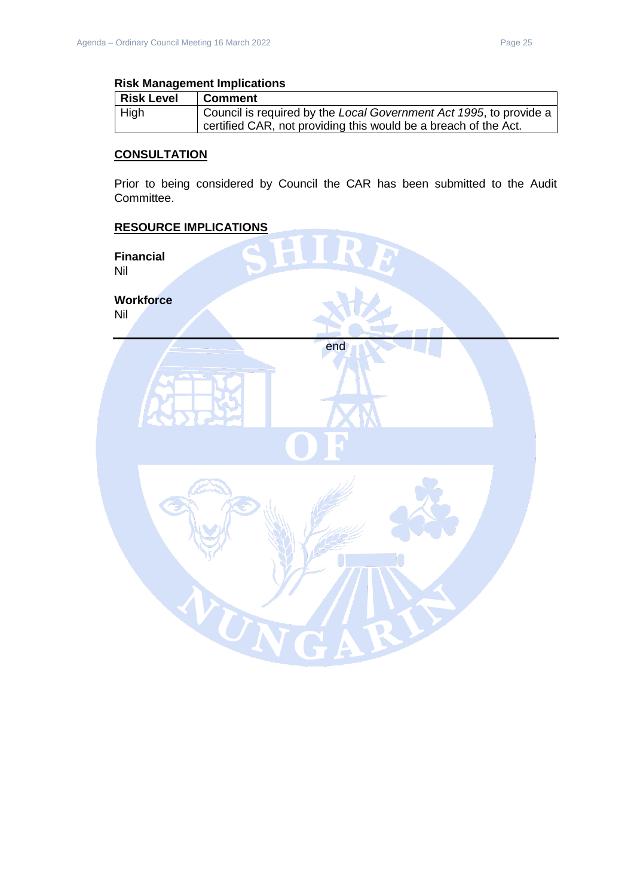**Risk Management Implications**

| Risk Level | Comment |
|---|---|
| High | Council is required by the *Local Government Act 1995*, to provide a certified CAR, not providing this would be a breach of the Act. |

## CONSULTATION

Prior to being considered by Council the CAR has been submitted to the Audit Committee.

## RESOURCE IMPLICATIONS

**Financial**
Nil

**Workforce**
Nil

---

end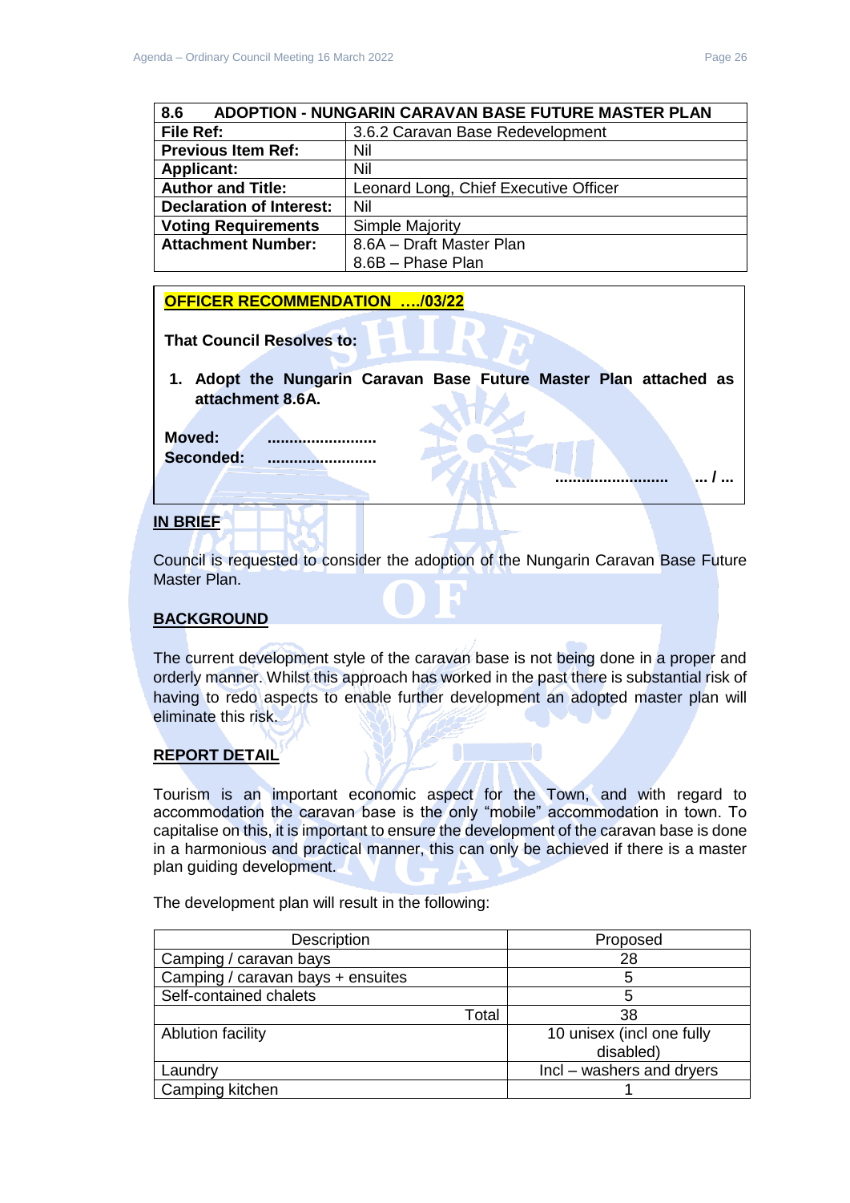| 8.6 ADOPTION - NUNGARIN CARAVAN BASE FUTURE MASTER PLAN | |
|---|---|
| **File Ref:** | 3.6.2 Caravan Base Redevelopment |
| **Previous Item Ref:** | Nil |
| **Applicant:** | Nil |
| **Author and Title:** | Leonard Long, Chief Executive Officer |
| **Declaration of Interest:** | Nil |
| **Voting Requirements** | Simple Majority |
| **Attachment Number:** | 8.6A – Draft Master Plan<br>8.6B – Phase Plan |

**OFFICER RECOMMENDATION …./03/22**

**That Council Resolves to:**

1. **Adopt the Nungarin Caravan Base Future Master Plan attached as attachment 8.6A.**

**Moved:** ........................

**Seconded:** ........................

........................ ... / ...

**IN BRIEF**

Council is requested to consider the adoption of the Nungarin Caravan Base Future Master Plan.

**BACKGROUND**

The current development style of the caravan base is not being done in a proper and orderly manner. Whilst this approach has worked in the past there is substantial risk of having to redo aspects to enable further development an adopted master plan will eliminate this risk.

**REPORT DETAIL**

Tourism is an important economic aspect for the Town, and with regard to accommodation the caravan base is the only "mobile" accommodation in town. To capitalise on this, it is important to ensure the development of the caravan base is done in a harmonious and practical manner, this can only be achieved if there is a master plan guiding development.

The development plan will result in the following:

| Description | Proposed |
|---|---|
| Camping / caravan bays | 28 |
| Camping / caravan bays + ensuites | 5 |
| Self-contained chalets | 5 |
| Total | 38 |
| Ablution facility | 10 unisex (incl one fully disabled) |
| Laundry | Incl – washers and dryers |
| Camping kitchen | 1 |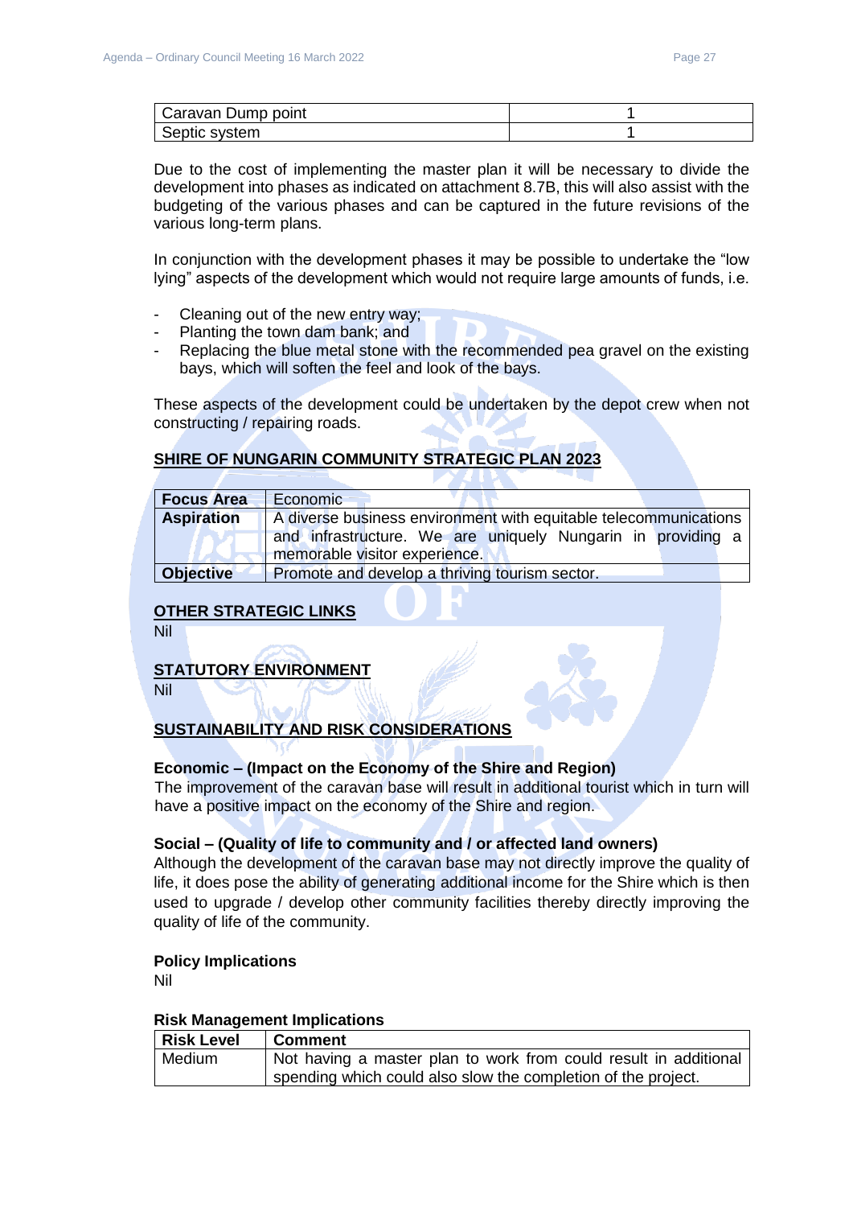| Caravan Dump point | 1 |
|---|---|
| Septic system | 1 |

Due to the cost of implementing the master plan it will be necessary to divide the development into phases as indicated on attachment 8.7B, this will also assist with the budgeting of the various phases and can be captured in the future revisions of the various long-term plans.

In conjunction with the development phases it may be possible to undertake the "low lying" aspects of the development which would not require large amounts of funds, i.e.

- Cleaning out of the new entry way;
- Planting the town dam bank; and
- Replacing the blue metal stone with the recommended pea gravel on the existing bays, which will soften the feel and look of the bays.

These aspects of the development could be undertaken by the depot crew when not constructing / repairing roads.

## SHIRE OF NUNGARIN COMMUNITY STRATEGIC PLAN 2023

| **Focus Area** | Economic |
|---|---|
| **Aspiration** | A diverse business environment with equitable telecommunications and infrastructure. We are uniquely Nungarin in providing a memorable visitor experience. |
| **Objective** | Promote and develop a thriving tourism sector. |

## OTHER STRATEGIC LINKS

Nil

## STATUTORY ENVIRONMENT

Nil

## SUSTAINABILITY AND RISK CONSIDERATIONS

### Economic – (Impact on the Economy of the Shire and Region)

The improvement of the caravan base will result in additional tourist which in turn will have a positive impact on the economy of the Shire and region.

### Social – (Quality of life to community and / or affected land owners)

Although the development of the caravan base may not directly improve the quality of life, it does pose the ability of generating additional income for the Shire which is then used to upgrade / develop other community facilities thereby directly improving the quality of life of the community.

### Policy Implications

Nil

### Risk Management Implications

| Risk Level | Comment |
|---|---|
| Medium | Not having a master plan to work from could result in additional spending which could also slow the completion of the project. |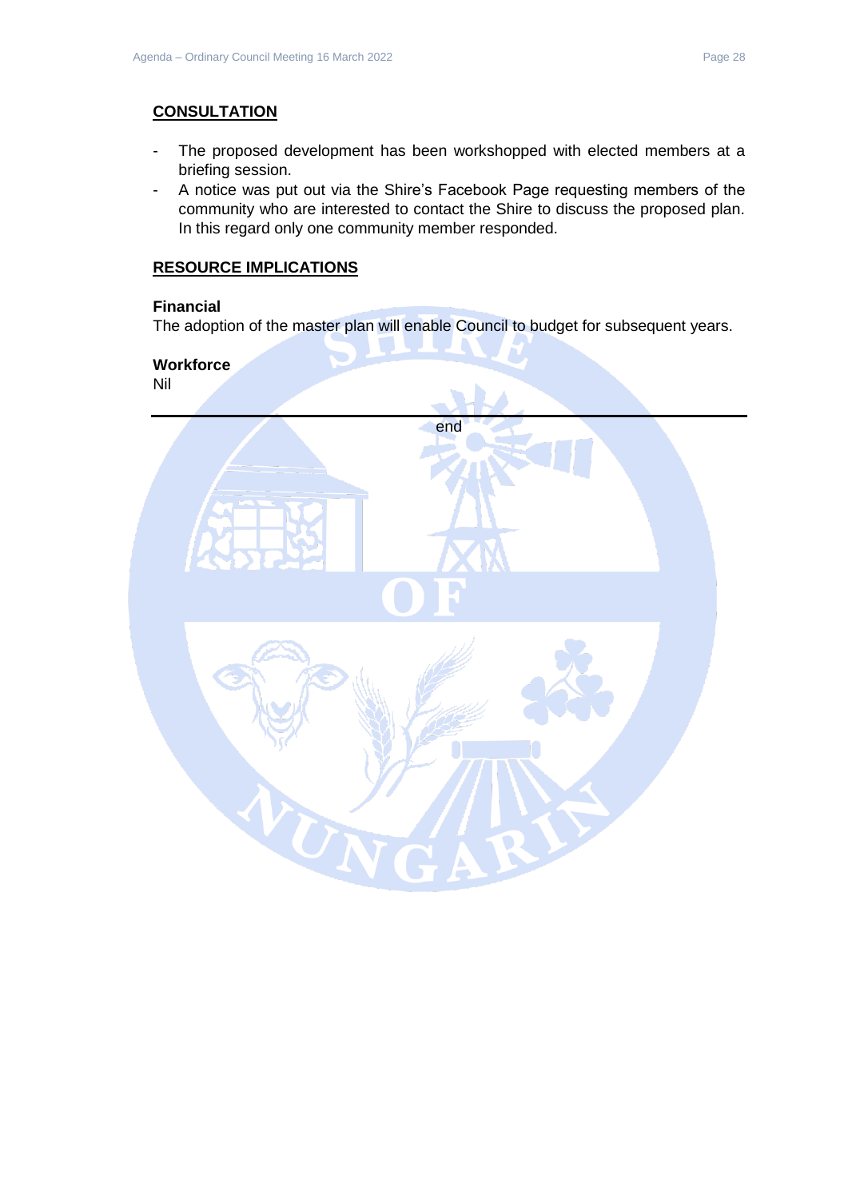## CONSULTATION

- The proposed development has been workshopped with elected members at a briefing session.
- A notice was put out via the Shire's Facebook Page requesting members of the community who are interested to contact the Shire to discuss the proposed plan. In this regard only one community member responded.

## RESOURCE IMPLICATIONS

**Financial**

The adoption of the master plan will enable Council to budget for subsequent years.

**Workforce**

Nil

---

end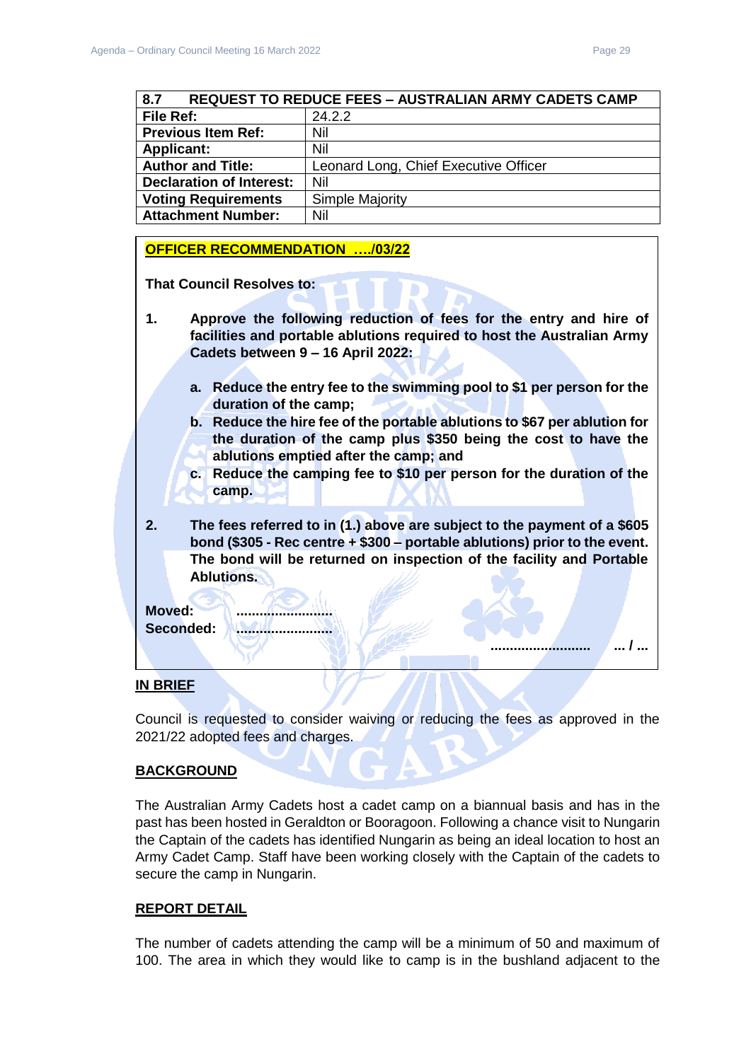| 8.7 REQUEST TO REDUCE FEES – AUSTRALIAN ARMY CADETS CAMP | |
|---|---|
| **File Ref:** | 24.2.2 |
| **Previous Item Ref:** | Nil |
| **Applicant:** | Nil |
| **Author and Title:** | Leonard Long, Chief Executive Officer |
| **Declaration of Interest:** | Nil |
| **Voting Requirements** | Simple Majority |
| **Attachment Number:** | Nil |

**OFFICER RECOMMENDATION …./03/22**

**That Council Resolves to:**

1. **Approve the following reduction of fees for the entry and hire of facilities and portable ablutions required to host the Australian Army Cadets between 9 – 16 April 2022:**

   a. **Reduce the entry fee to the swimming pool to $1 per person for the duration of the camp;**
   b. **Reduce the hire fee of the portable ablutions to $67 per ablution for the duration of the camp plus $350 being the cost to have the ablutions emptied after the camp; and**
   c. **Reduce the camping fee to $10 per person for the duration of the camp.**

2. **The fees referred to in (1.) above are subject to the payment of a $605 bond ($305 - Rec centre + $300 – portable ablutions) prior to the event. The bond will be returned on inspection of the facility and Portable Ablutions.**

**Moved:** ........................
**Seconded:** ........................

........................ ... / ...

## IN BRIEF

Council is requested to consider waiving or reducing the fees as approved in the 2021/22 adopted fees and charges.

## BACKGROUND

The Australian Army Cadets host a cadet camp on a biannual basis and has in the past has been hosted in Geraldton or Booragoon. Following a chance visit to Nungarin the Captain of the cadets has identified Nungarin as being an ideal location to host an Army Cadet Camp. Staff have been working closely with the Captain of the cadets to secure the camp in Nungarin.

## REPORT DETAIL

The number of cadets attending the camp will be a minimum of 50 and maximum of 100. The area in which they would like to camp is in the bushland adjacent to the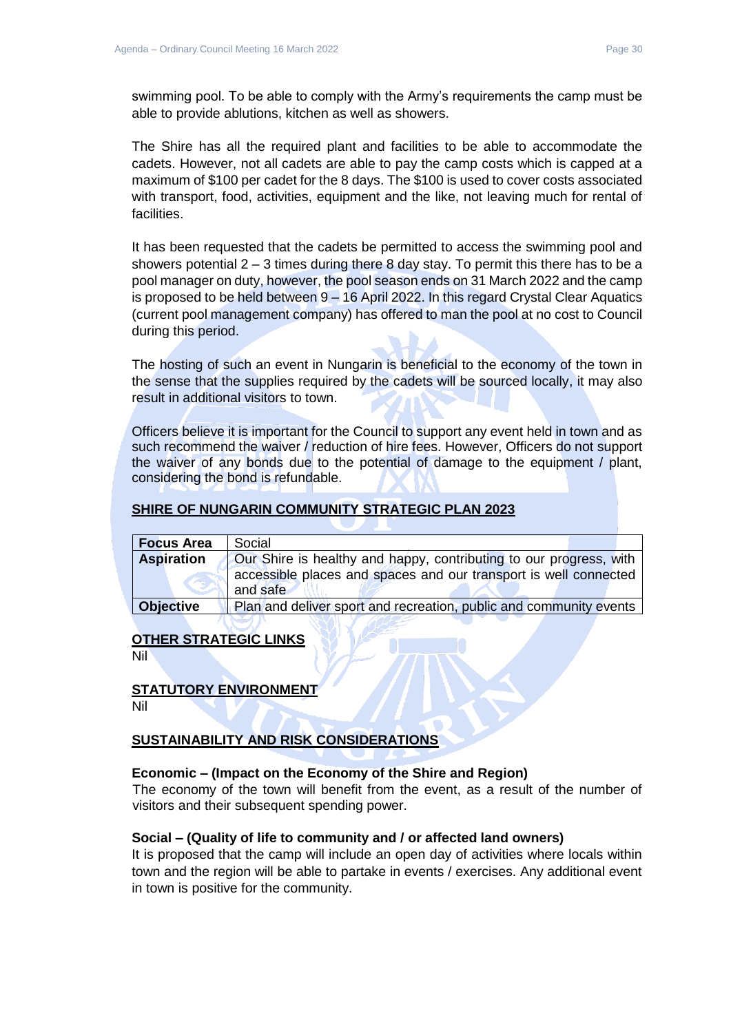swimming pool. To be able to comply with the Army's requirements the camp must be able to provide ablutions, kitchen as well as showers.

The Shire has all the required plant and facilities to be able to accommodate the cadets. However, not all cadets are able to pay the camp costs which is capped at a maximum of $100 per cadet for the 8 days. The $100 is used to cover costs associated with transport, food, activities, equipment and the like, not leaving much for rental of facilities.

It has been requested that the cadets be permitted to access the swimming pool and showers potential 2 – 3 times during there 8 day stay. To permit this there has to be a pool manager on duty, however, the pool season ends on 31 March 2022 and the camp is proposed to be held between 9 – 16 April 2022. In this regard Crystal Clear Aquatics (current pool management company) has offered to man the pool at no cost to Council during this period.

The hosting of such an event in Nungarin is beneficial to the economy of the town in the sense that the supplies required by the cadets will be sourced locally, it may also result in additional visitors to town.

Officers believe it is important for the Council to support any event held in town and as such recommend the waiver / reduction of hire fees. However, Officers do not support the waiver of any bonds due to the potential of damage to the equipment / plant, considering the bond is refundable.

## SHIRE OF NUNGARIN COMMUNITY STRATEGIC PLAN 2023

| **Focus Area** | Social |
|---|---|
| **Aspiration** | Our Shire is healthy and happy, contributing to our progress, with accessible places and spaces and our transport is well connected and safe |
| **Objective** | Plan and deliver sport and recreation, public and community events |

## OTHER STRATEGIC LINKS

Nil

## STATUTORY ENVIRONMENT

Nil

## SUSTAINABILITY AND RISK CONSIDERATIONS

### Economic – (Impact on the Economy of the Shire and Region)

The economy of the town will benefit from the event, as a result of the number of visitors and their subsequent spending power.

### Social – (Quality of life to community and / or affected land owners)

It is proposed that the camp will include an open day of activities where locals within town and the region will be able to partake in events / exercises. Any additional event in town is positive for the community.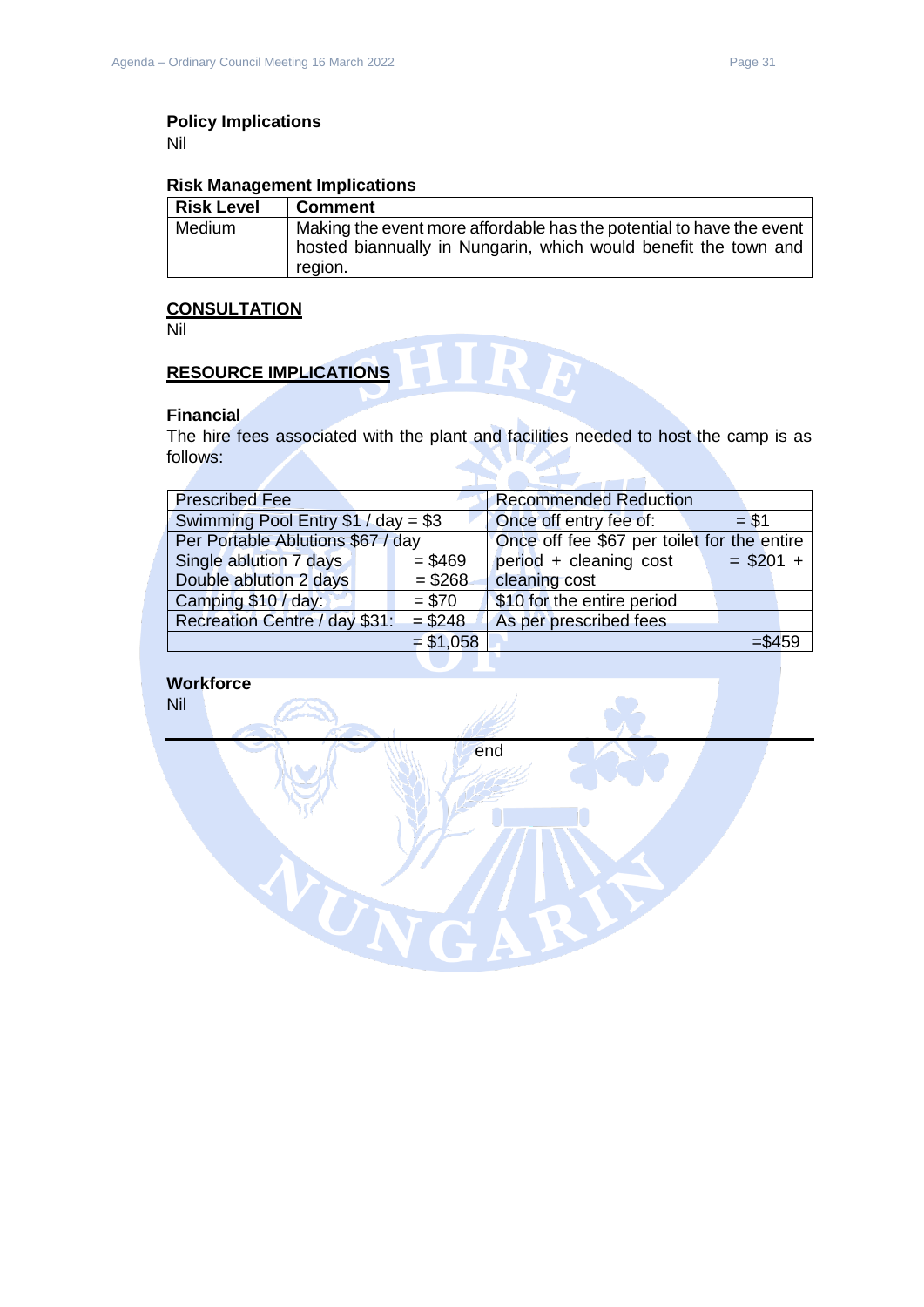### Policy Implications

Nil

### Risk Management Implications

| Risk Level | Comment |
|---|---|
| Medium | Making the event more affordable has the potential to have the event hosted biannually in Nungarin, which would benefit the town and region. |

## CONSULTATION

Nil

## RESOURCE IMPLICATIONS

### Financial

The hire fees associated with the plant and facilities needed to host the camp is as follows:

| Prescribed Fee | | Recommended Reduction | |
|---|---|---|---|
| Swimming Pool Entry $1 / day = $3 | | Once off entry fee of: | = $1 |
| Per Portable Ablutions $67 / day<br>Single ablution 7 days<br>Double ablution 2 days | <br>= $469<br>= $268 | Once off fee $67 per toilet for the entire period + cleaning cost<br>cleaning cost | <br>= $201 + |
| Camping $10 / day: | = $70 | $10 for the entire period | |
| Recreation Centre / day $31: | = $248 | As per prescribed fees | |
| | = $1,058 | | =$459 |

### Workforce

Nil

---

end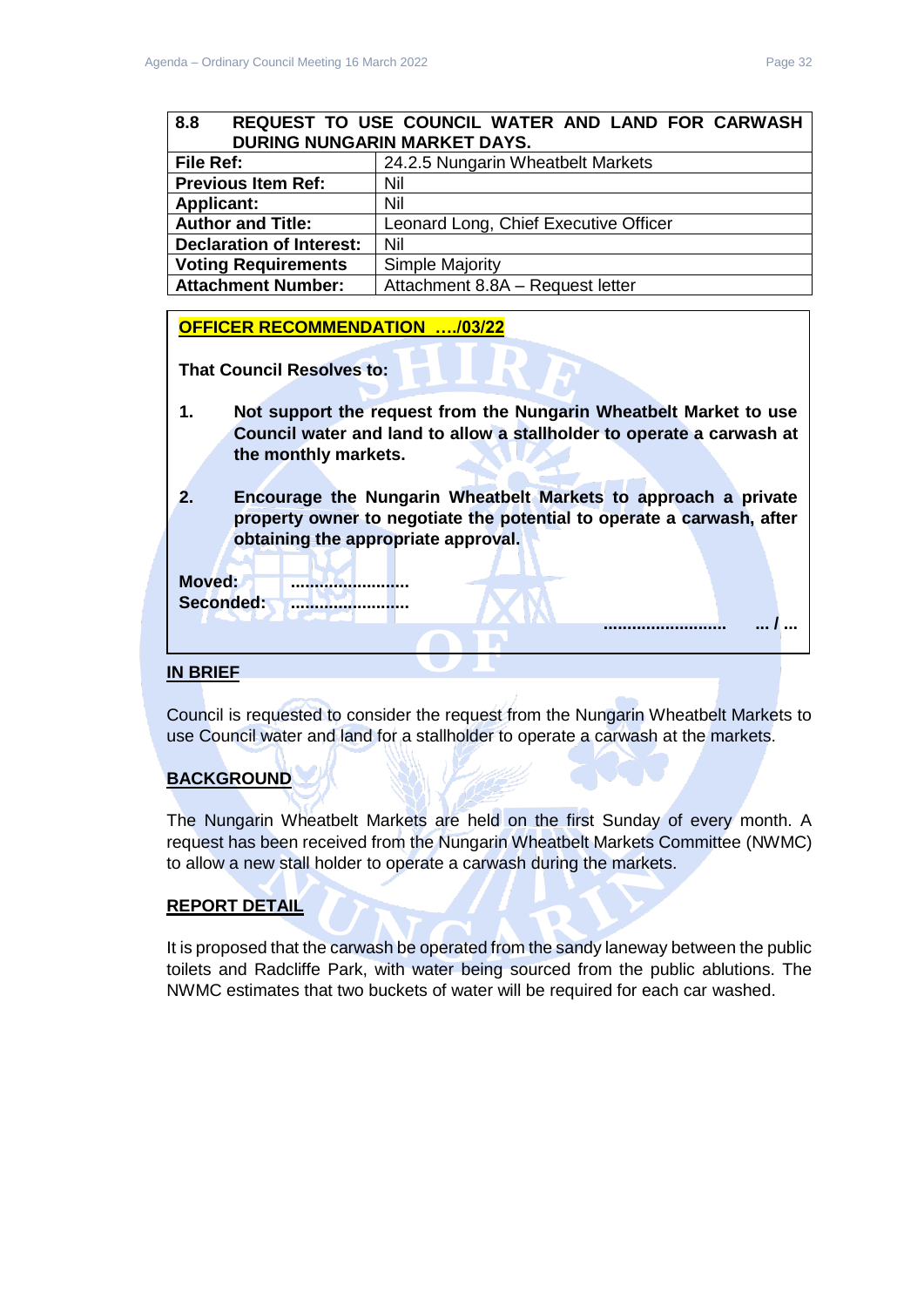| 8.8 | REQUEST TO USE COUNCIL WATER AND LAND FOR CARWASH DURING NUNGARIN MARKET DAYS. |
|---|---|
| **File Ref:** | 24.2.5 Nungarin Wheatbelt Markets |
| **Previous Item Ref:** | Nil |
| **Applicant:** | Nil |
| **Author and Title:** | Leonard Long, Chief Executive Officer |
| **Declaration of Interest:** | Nil |
| **Voting Requirements** | Simple Majority |
| **Attachment Number:** | Attachment 8.8A – Request letter |

**OFFICER RECOMMENDATION …./03/22**

**That Council Resolves to:**

1. **Not support the request from the Nungarin Wheatbelt Market to use Council water and land to allow a stallholder to operate a carwash at the monthly markets.**

2. **Encourage the Nungarin Wheatbelt Markets to approach a private property owner to negotiate the potential to operate a carwash, after obtaining the appropriate approval.**

**Moved:** .........................
**Seconded:** .........................

......................... … / …

**IN BRIEF**

Council is requested to consider the request from the Nungarin Wheatbelt Markets to use Council water and land for a stallholder to operate a carwash at the markets.

**BACKGROUND**

The Nungarin Wheatbelt Markets are held on the first Sunday of every month. A request has been received from the Nungarin Wheatbelt Markets Committee (NWMC) to allow a new stall holder to operate a carwash during the markets.

**REPORT DETAIL**

It is proposed that the carwash be operated from the sandy laneway between the public toilets and Radcliffe Park, with water being sourced from the public ablutions. The NWMC estimates that two buckets of water will be required for each car washed.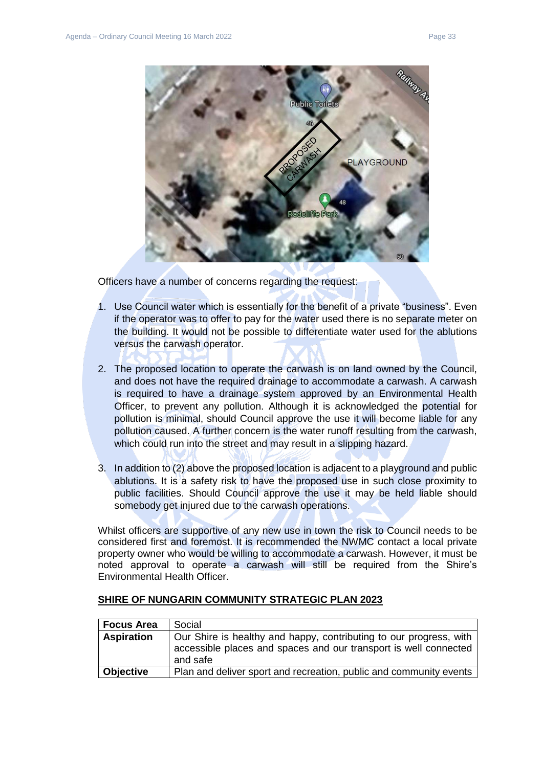Officers have a number of concerns regarding the request:

1. Use Council water which is essentially for the benefit of a private "business". Even if the operator was to offer to pay for the water used there is no separate meter on the building. It would not be possible to differentiate water used for the ablutions versus the carwash operator.

2. The proposed location to operate the carwash is on land owned by the Council, and does not have the required drainage to accommodate a carwash. A carwash is required to have a drainage system approved by an Environmental Health Officer, to prevent any pollution. Although it is acknowledged the potential for pollution is minimal, should Council approve the use it will become liable for any pollution caused. A further concern is the water runoff resulting from the carwash, which could run into the street and may result in a slipping hazard.

3. In addition to (2) above the proposed location is adjacent to a playground and public ablutions. It is a safety risk to have the proposed use in such close proximity to public facilities. Should Council approve the use it may be held liable should somebody get injured due to the carwash operations.

Whilst officers are supportive of any new use in town the risk to Council needs to be considered first and foremost. It is recommended the NWMC contact a local private property owner who would be willing to accommodate a carwash. However, it must be noted approval to operate a carwash will still be required from the Shire's Environmental Health Officer.

## SHIRE OF NUNGARIN COMMUNITY STRATEGIC PLAN 2023

| **Focus Area** | Social |
|---|---|
| **Aspiration** | Our Shire is healthy and happy, contributing to our progress, with accessible places and spaces and our transport is well connected and safe |
| **Objective** | Plan and deliver sport and recreation, public and community events |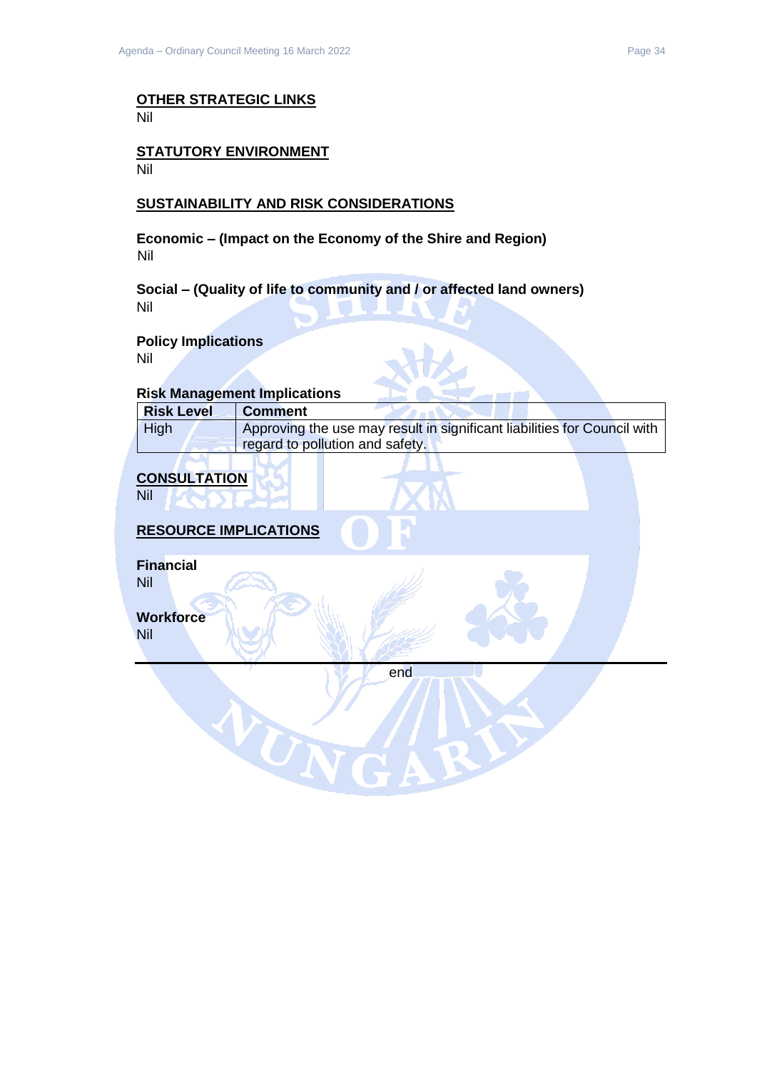## OTHER STRATEGIC LINKS

Nil

## STATUTORY ENVIRONMENT

Nil

## SUSTAINABILITY AND RISK CONSIDERATIONS

**Economic – (Impact on the Economy of the Shire and Region)**

Nil

**Social – (Quality of life to community and / or affected land owners)**

Nil

**Policy Implications**

Nil

**Risk Management Implications**

| Risk Level | Comment |
| --- | --- |
| High | Approving the use may result in significant liabilities for Council with regard to pollution and safety. |

## CONSULTATION

Nil

## RESOURCE IMPLICATIONS

**Financial**

Nil

**Workforce**

Nil

---

end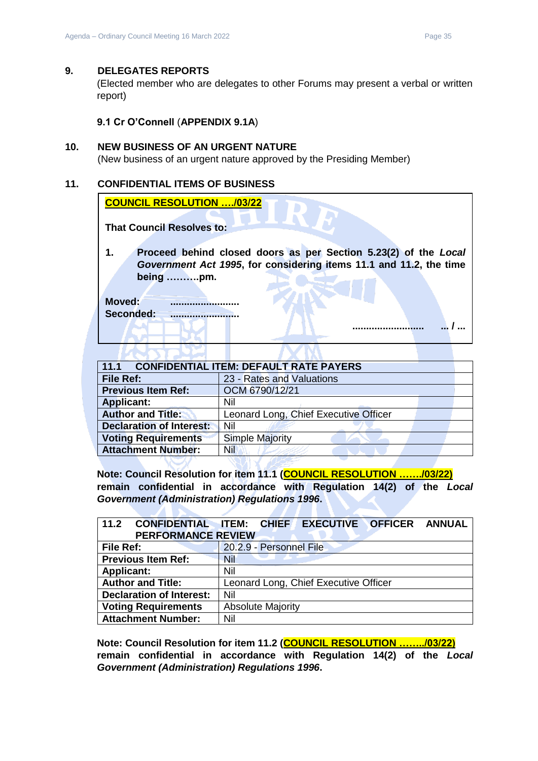## 9. DELEGATES REPORTS

(Elected member who are delegates to other Forums may present a verbal or written report)

**9.1 Cr O'Connell** (**APPENDIX 9.1A**)

## 10. NEW BUSINESS OF AN URGENT NATURE

(New business of an urgent nature approved by the Presiding Member)

## 11. CONFIDENTIAL ITEMS OF BUSINESS

**COUNCIL RESOLUTION …./03/22**

**That Council Resolves to:**

**1. Proceed behind closed doors as per Section 5.23(2) of the *Local Government Act 1995*, for considering items 11.1 and 11.2, the time being ……….pm.**

**Moved: ……………………**
**Seconded: ……………………**

**…………………… … / …**

| **11.1 CONFIDENTIAL ITEM: DEFAULT RATE PAYERS** | |
|---|---|
| **File Ref:** | 23 - Rates and Valuations |
| **Previous Item Ref:** | OCM 6790/12/21 |
| **Applicant:** | Nil |
| **Author and Title:** | Leonard Long, Chief Executive Officer |
| **Declaration of Interest:** | Nil |
| **Voting Requirements** | Simple Majority |
| **Attachment Number:** | Nil |

**Note: Council Resolution for item 11.1 (COUNCIL RESOLUTION ……./03/22) remain confidential in accordance with Regulation 14(2) of the *Local Government (Administration) Regulations 1996*.**

| **11.2 CONFIDENTIAL ITEM: CHIEF EXECUTIVE OFFICER ANNUAL PERFORMANCE REVIEW** | |
|---|---|
| **File Ref:** | 20.2.9 - Personnel File |
| **Previous Item Ref:** | Nil |
| **Applicant:** | Nil |
| **Author and Title:** | Leonard Long, Chief Executive Officer |
| **Declaration of Interest:** | Nil |
| **Voting Requirements** | Absolute Majority |
| **Attachment Number:** | Nil |

**Note: Council Resolution for item 11.2 (COUNCIL RESOLUTION ……../03/22) remain confidential in accordance with Regulation 14(2) of the *Local Government (Administration) Regulations 1996*.**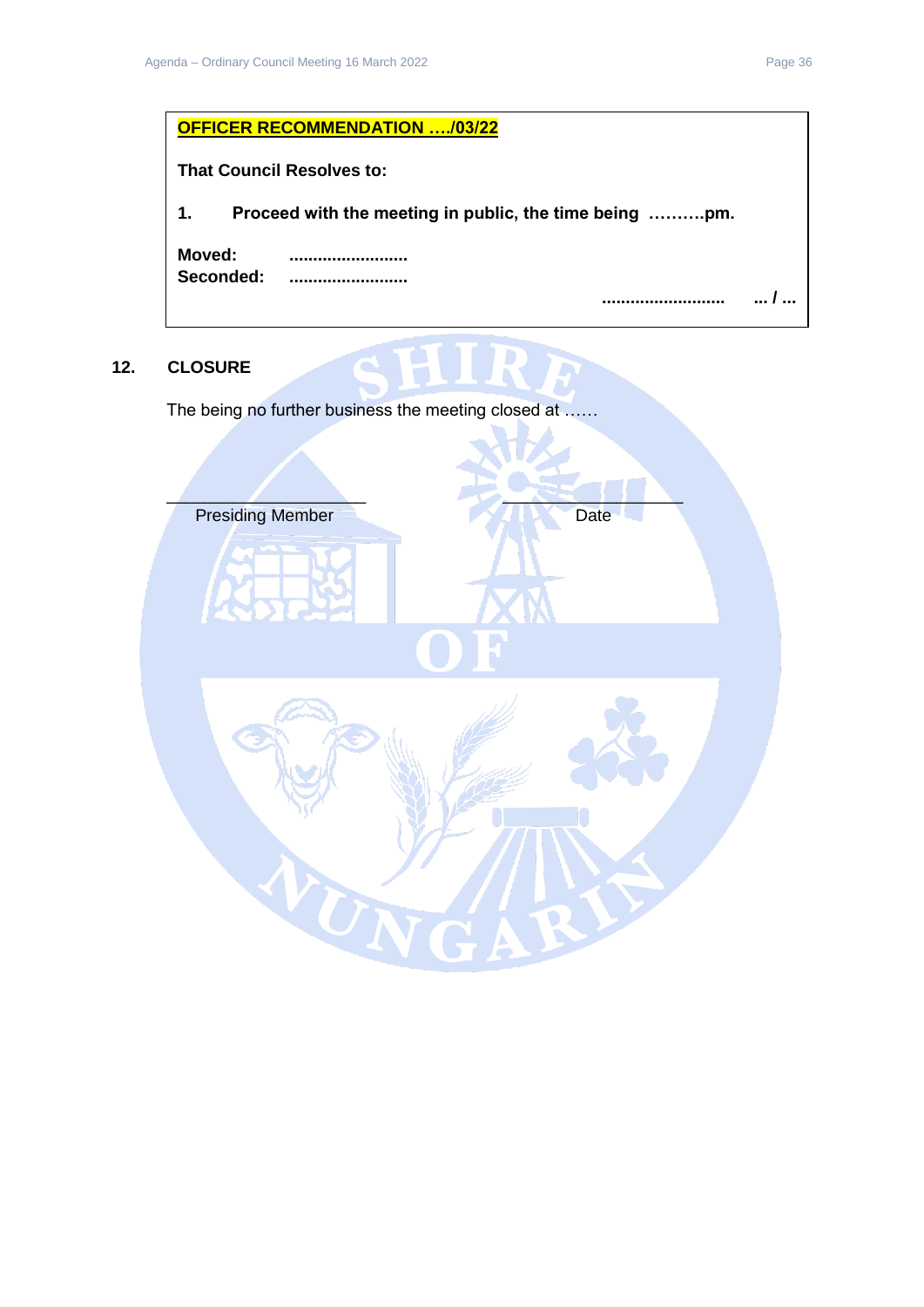**OFFICER RECOMMENDATION …./03/22**

**That Council Resolves to:**

**1. Proceed with the meeting in public, the time being ……….pm.**

**Moved: .........................**
**Seconded: .........................**

**.......................... ... / ...**

## 12. CLOSURE

The being no further business the meeting closed at ……

\_\_\_\_\_\_\_\_\_\_\_\_\_\_\_\_\_\_\_\_\_\_ Presiding Member

\_\_\_\_\_\_\_\_\_\_\_\_\_\_\_\_\_\_\_\_\_\_ Date